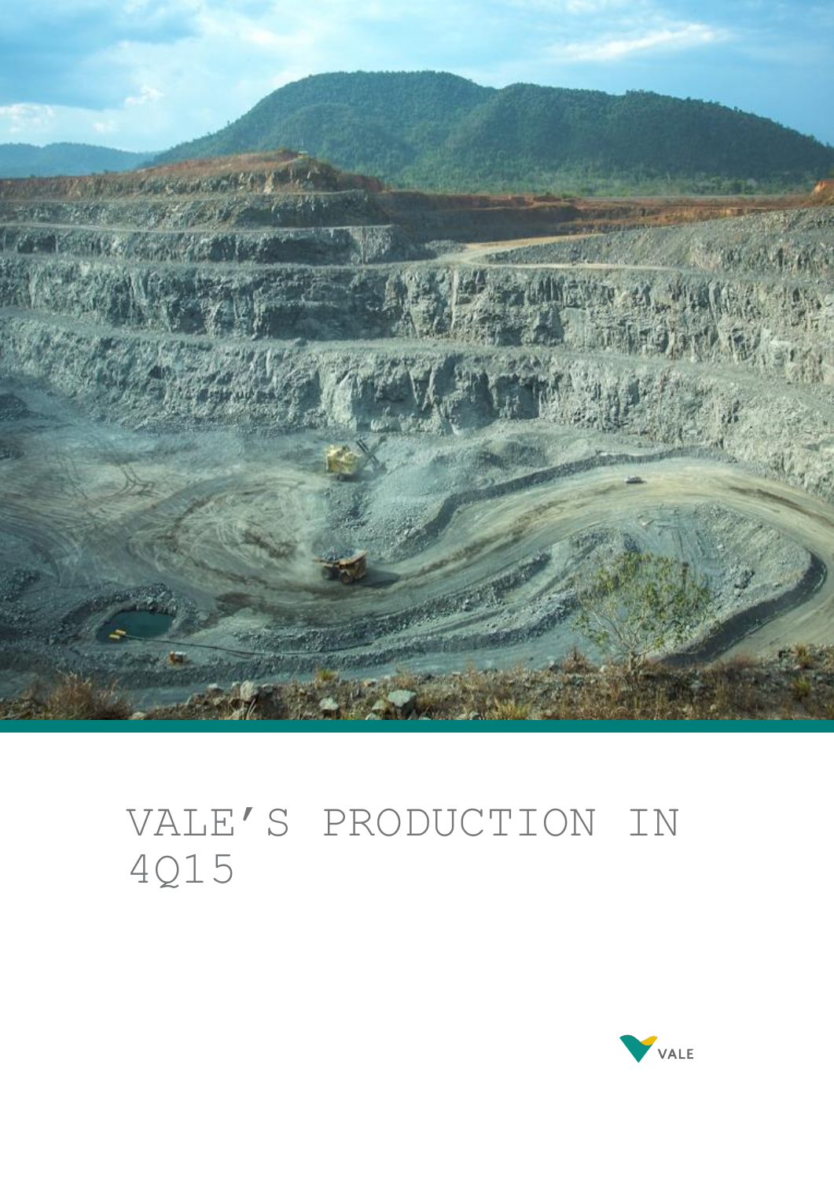# VALE'S PRODUCTION IN 4Q15

VALE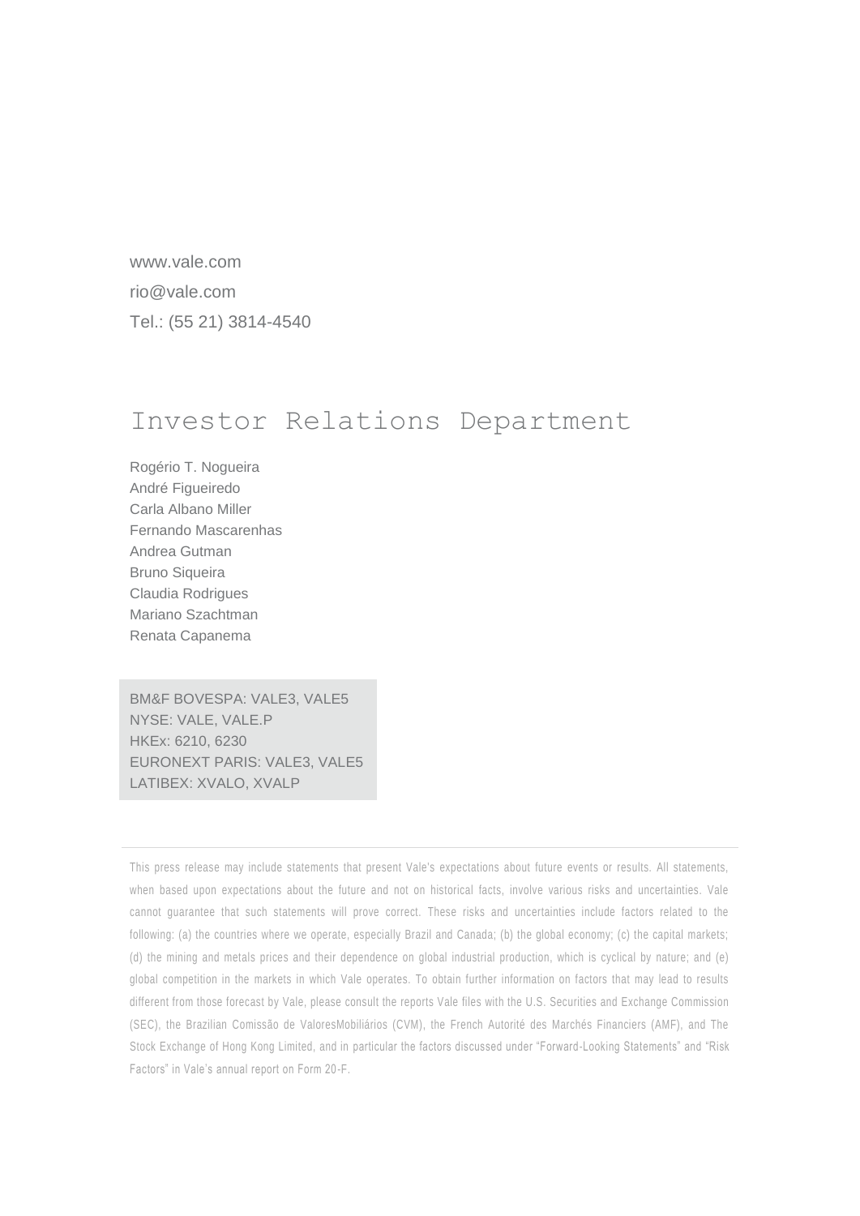www.vale.com

rio@vale.com

Tel.: (55 21) 3814-4540

# Investor Relations Department

Rogério T. Nogueira  
André Figueiredo  
Carla Albano Miller  
Fernando Mascarenhas  
Andrea Gutman  
Bruno Siqueira  
Claudia Rodrigues  
Mariano Szachtman  
Renata Capanema

BM&F BOVESPA: VALE3, VALE5  
NYSE: VALE, VALE.P  
HKEx: 6210, 6230  
EURONEXT PARIS: VALE3, VALE5  
LATIBEX: XVALO, XVALP

---

This press release may include statements that present Vale's expectations about future events or results. All statements, when based upon expectations about the future and not on historical facts, involve various risks and uncertainties. Vale cannot guarantee that such statements will prove correct. These risks and uncertainties include factors related to the following: (a) the countries where we operate, especially Brazil and Canada; (b) the global economy; (c) the capital markets; (d) the mining and metals prices and their dependence on global industrial production, which is cyclical by nature; and (e) global competition in the markets in which Vale operates. To obtain further information on factors that may lead to results different from those forecast by Vale, please consult the reports Vale files with the U.S. Securities and Exchange Commission (SEC), the Brazilian Comissão de ValoresMobiliários (CVM), the French Autorité des Marchés Financiers (AMF), and The Stock Exchange of Hong Kong Limited, and in particular the factors discussed under "Forward-Looking Statements" and "Risk Factors" in Vale's annual report on Form 20-F.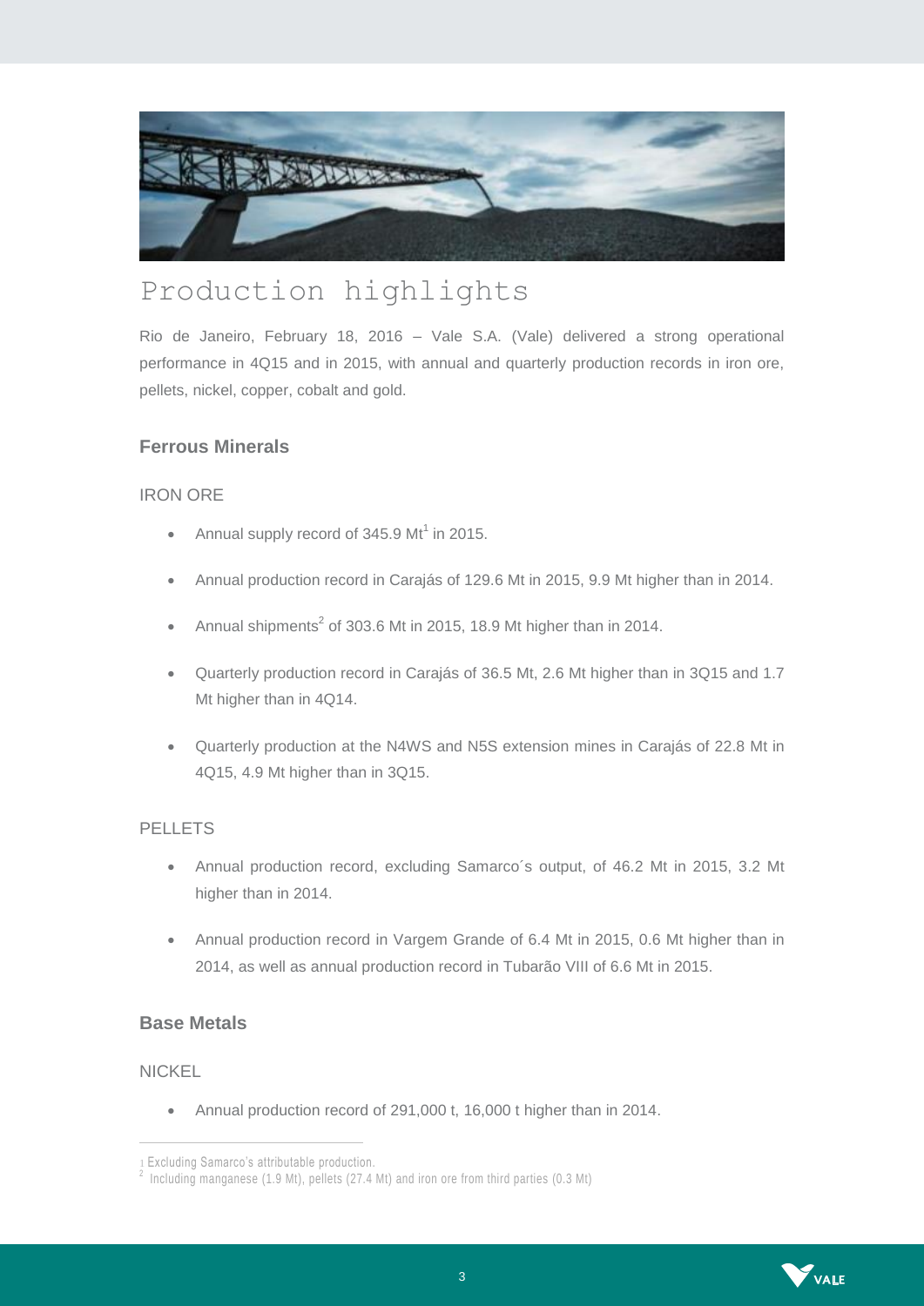# Production highlights

Rio de Janeiro, February 18, 2016 – Vale S.A. (Vale) delivered a strong operational performance in 4Q15 and in 2015, with annual and quarterly production records in iron ore, pellets, nickel, copper, cobalt and gold.

## Ferrous Minerals

### IRON ORE

- Annual supply record of 345.9 Mt[1] in 2015.
- Annual production record in Carajás of 129.6 Mt in 2015, 9.9 Mt higher than in 2014.
- Annual shipments[2] of 303.6 Mt in 2015, 18.9 Mt higher than in 2014.
- Quarterly production record in Carajás of 36.5 Mt, 2.6 Mt higher than in 3Q15 and 1.7 Mt higher than in 4Q14.
- Quarterly production at the N4WS and N5S extension mines in Carajás of 22.8 Mt in 4Q15, 4.9 Mt higher than in 3Q15.

### PELLETS

- Annual production record, excluding Samarco´s output, of 46.2 Mt in 2015, 3.2 Mt higher than in 2014.
- Annual production record in Vargem Grande of 6.4 Mt in 2015, 0.6 Mt higher than in 2014, as well as annual production record in Tubarão VIII of 6.6 Mt in 2015.

## Base Metals

### NICKEL

- Annual production record of 291,000 t, 16,000 t higher than in 2014.

---

[1] Excluding Samarco's attributable production.

[2] Including manganese (1.9 Mt), pellets (27.4 Mt) and iron ore from third parties (0.3 Mt)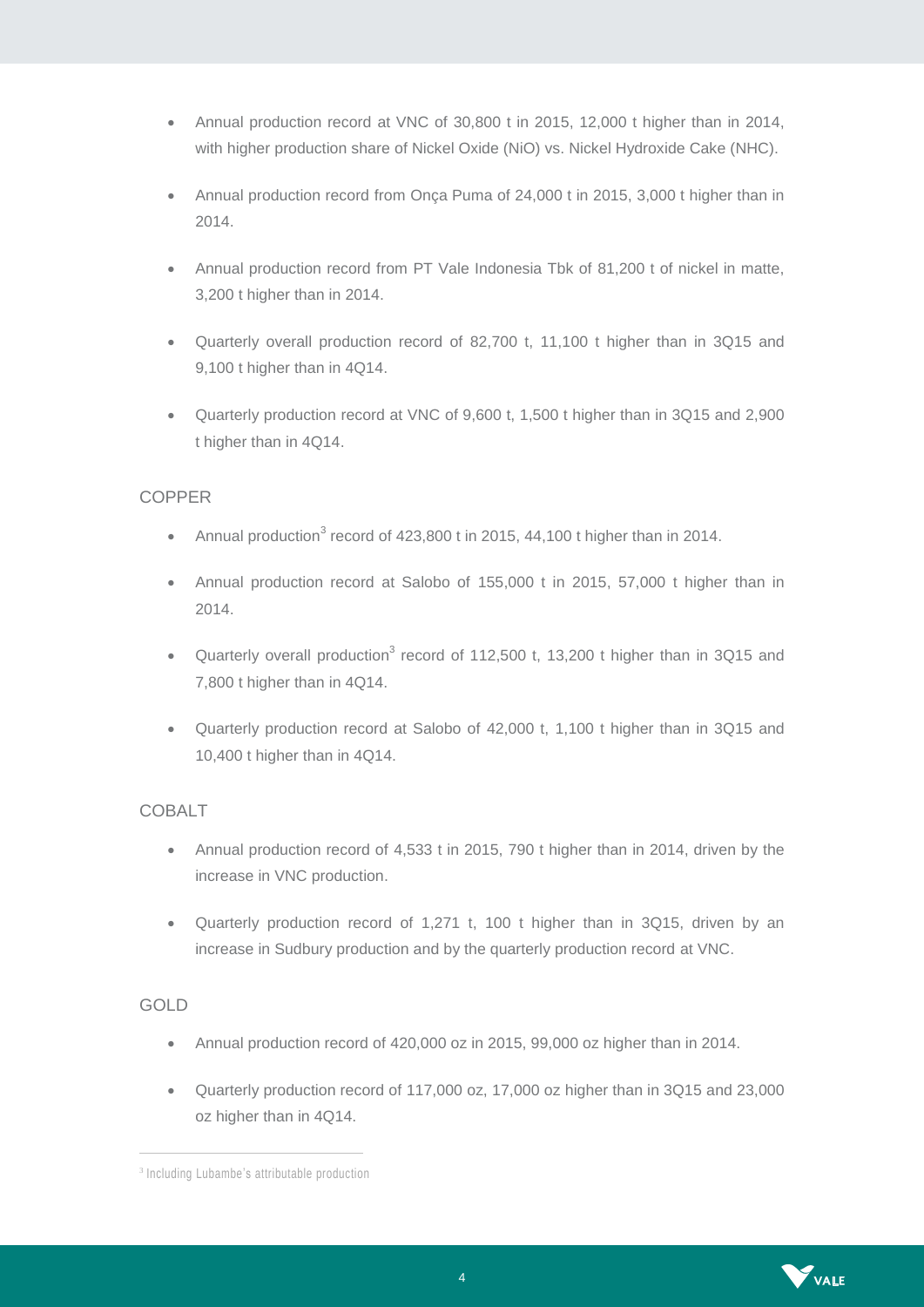- Annual production record at VNC of 30,800 t in 2015, 12,000 t higher than in 2014, with higher production share of Nickel Oxide (NiO) vs. Nickel Hydroxide Cake (NHC).
- Annual production record from Onça Puma of 24,000 t in 2015, 3,000 t higher than in 2014.
- Annual production record from PT Vale Indonesia Tbk of 81,200 t of nickel in matte, 3,200 t higher than in 2014.
- Quarterly overall production record of 82,700 t, 11,100 t higher than in 3Q15 and 9,100 t higher than in 4Q14.
- Quarterly production record at VNC of 9,600 t, 1,500 t higher than in 3Q15 and 2,900 t higher than in 4Q14.

## COPPER

- Annual production[3] record of 423,800 t in 2015, 44,100 t higher than in 2014.
- Annual production record at Salobo of 155,000 t in 2015, 57,000 t higher than in 2014.
- Quarterly overall production[3] record of 112,500 t, 13,200 t higher than in 3Q15 and 7,800 t higher than in 4Q14.
- Quarterly production record at Salobo of 42,000 t, 1,100 t higher than in 3Q15 and 10,400 t higher than in 4Q14.

## COBALT

- Annual production record of 4,533 t in 2015, 790 t higher than in 2014, driven by the increase in VNC production.
- Quarterly production record of 1,271 t, 100 t higher than in 3Q15, driven by an increase in Sudbury production and by the quarterly production record at VNC.

## GOLD

- Annual production record of 420,000 oz in 2015, 99,000 oz higher than in 2014.
- Quarterly production record of 117,000 oz, 17,000 oz higher than in 3Q15 and 23,000 oz higher than in 4Q14.

---

[3] Including Lubambe's attributable production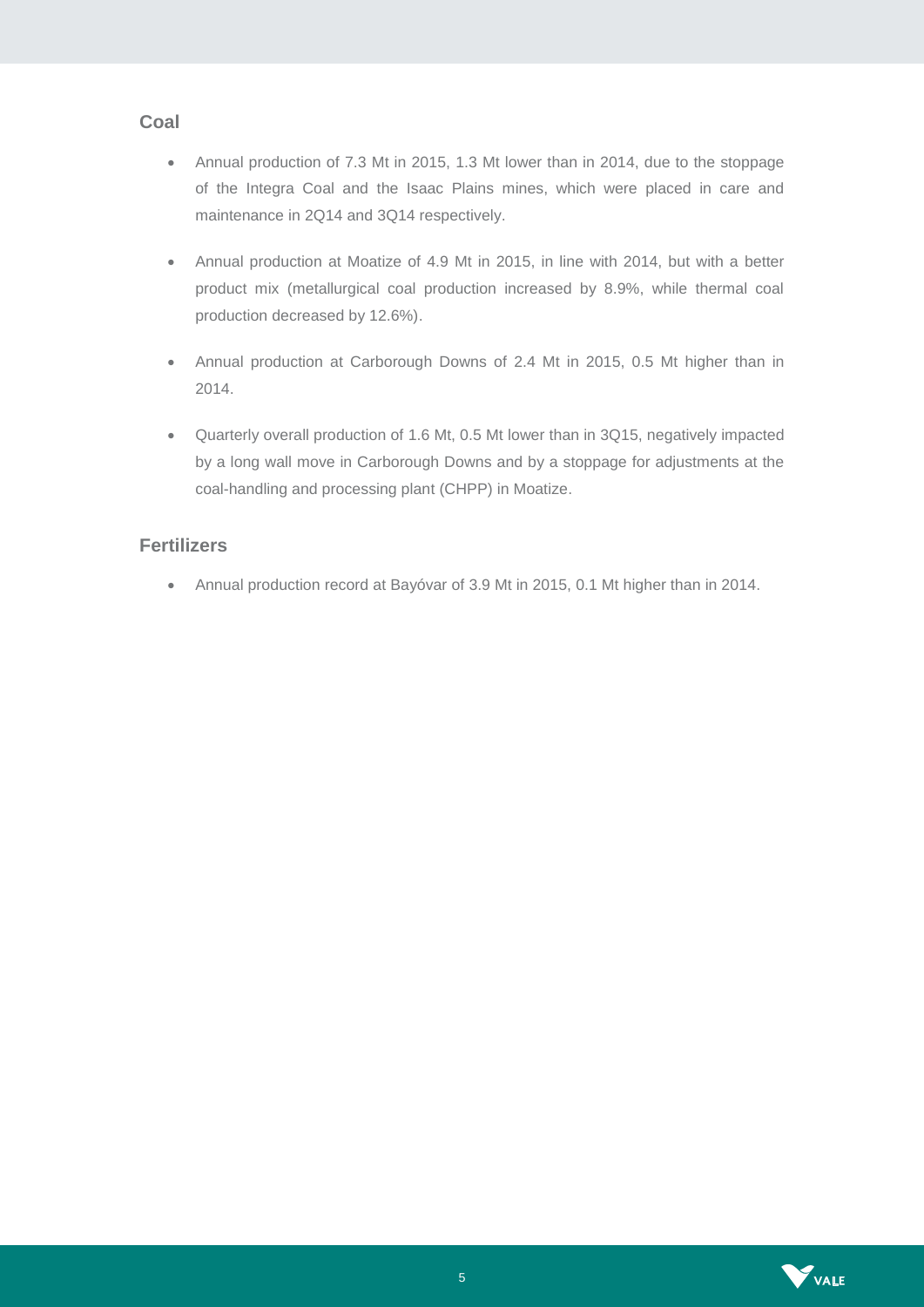## Coal

- Annual production of 7.3 Mt in 2015, 1.3 Mt lower than in 2014, due to the stoppage of the Integra Coal and the Isaac Plains mines, which were placed in care and maintenance in 2Q14 and 3Q14 respectively.
- Annual production at Moatize of 4.9 Mt in 2015, in line with 2014, but with a better product mix (metallurgical coal production increased by 8.9%, while thermal coal production decreased by 12.6%).
- Annual production at Carborough Downs of 2.4 Mt in 2015, 0.5 Mt higher than in 2014.
- Quarterly overall production of 1.6 Mt, 0.5 Mt lower than in 3Q15, negatively impacted by a long wall move in Carborough Downs and by a stoppage for adjustments at the coal-handling and processing plant (CHPP) in Moatize.

## Fertilizers

- Annual production record at Bayóvar of 3.9 Mt in 2015, 0.1 Mt higher than in 2014.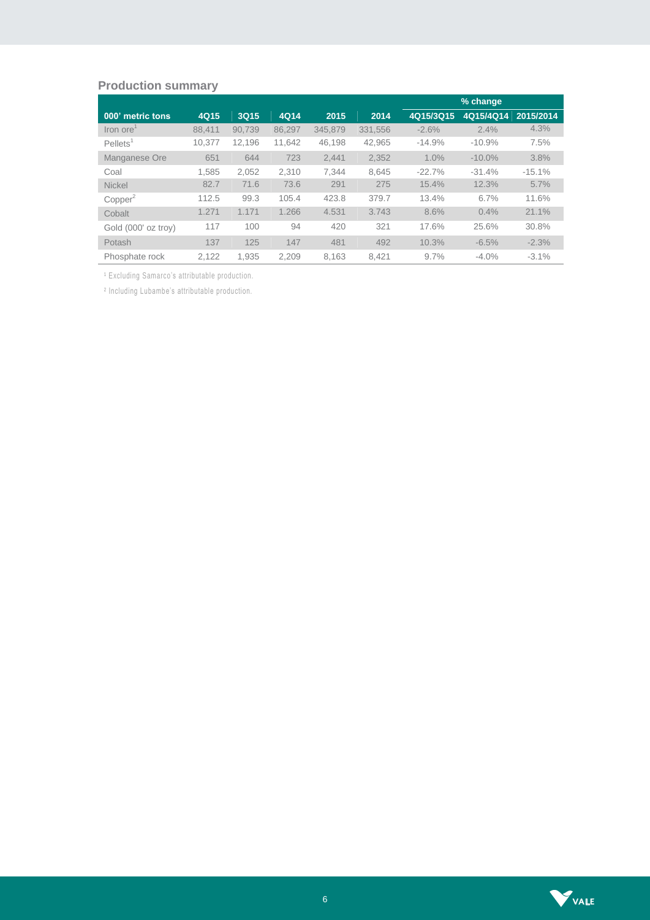## Production summary

| 000' metric tons | 4Q15 | 3Q15 | 4Q14 | 2015 | 2014 | % change | | |
|---|---|---|---|---|---|---|---|---|
| | | | | | | 4Q15/3Q15 | 4Q15/4Q14 | 2015/2014 |
| Iron ore[1] | 88,411 | 90,739 | 86,297 | 345,879 | 331,556 | -2.6% | 2.4% | 4.3% |
| Pellets[1] | 10,377 | 12,196 | 11,642 | 46,198 | 42,965 | -14.9% | -10.9% | 7.5% |
| Manganese Ore | 651 | 644 | 723 | 2,441 | 2,352 | 1.0% | -10.0% | 3.8% |
| Coal | 1,585 | 2,052 | 2,310 | 7,344 | 8,645 | -22.7% | -31.4% | -15.1% |
| Nickel | 82.7 | 71.6 | 73.6 | 291 | 275 | 15.4% | 12.3% | 5.7% |
| Copper[2] | 112.5 | 99.3 | 105.4 | 423.8 | 379.7 | 13.4% | 6.7% | 11.6% |
| Cobalt | 1.271 | 1.171 | 1.266 | 4.531 | 3.743 | 8.6% | 0.4% | 21.1% |
| Gold (000' oz troy) | 117 | 100 | 94 | 420 | 321 | 17.6% | 25.6% | 30.8% |
| Potash | 137 | 125 | 147 | 481 | 492 | 10.3% | -6.5% | -2.3% |
| Phosphate rock | 2,122 | 1,935 | 2,209 | 8,163 | 8,421 | 9.7% | -4.0% | -3.1% |

[1] Excluding Samarco's attributable production.

[2] Including Lubambe's attributable production.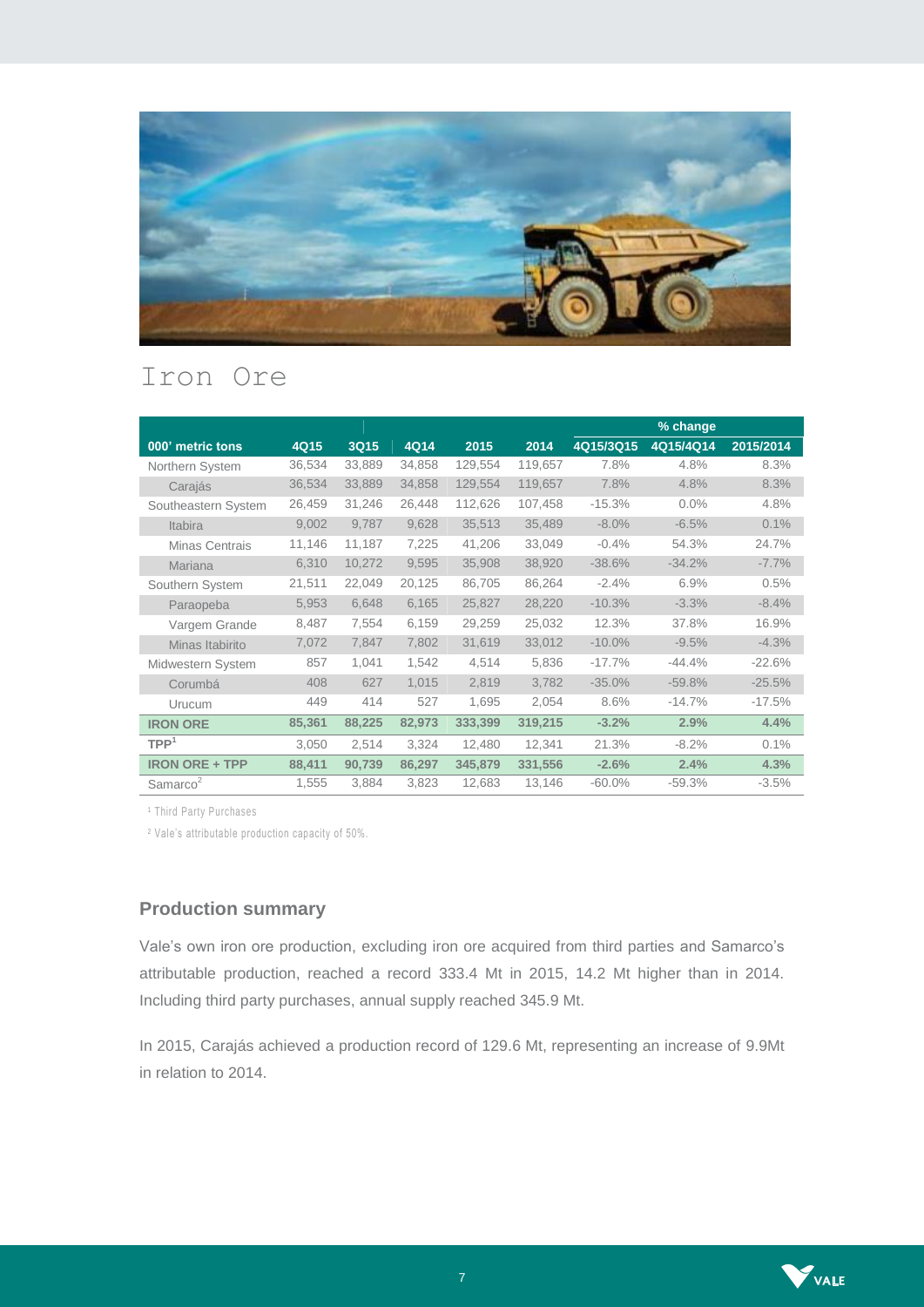# Iron Ore

| 000' metric tons | 4Q15 | 3Q15 | 4Q14 | 2015 | 2014 | % change 4Q15/3Q15 | 4Q15/4Q14 | 2015/2014 |
|---|---|---|---|---|---|---|---|---|
| Northern System | 36,534 | 33,889 | 34,858 | 129,554 | 119,657 | 7.8% | 4.8% | 8.3% |
| Carajás | 36,534 | 33,889 | 34,858 | 129,554 | 119,657 | 7.8% | 4.8% | 8.3% |
| Southeastern System | 26,459 | 31,246 | 26,448 | 112,626 | 107,458 | -15.3% | 0.0% | 4.8% |
| Itabira | 9,002 | 9,787 | 9,628 | 35,513 | 35,489 | -8.0% | -6.5% | 0.1% |
| Minas Centrais | 11,146 | 11,187 | 7,225 | 41,206 | 33,049 | -0.4% | 54.3% | 24.7% |
| Mariana | 6,310 | 10,272 | 9,595 | 35,908 | 38,920 | -38.6% | -34.2% | -7.7% |
| Southern System | 21,511 | 22,049 | 20,125 | 86,705 | 86,264 | -2.4% | 6.9% | 0.5% |
| Paraopeba | 5,953 | 6,648 | 6,165 | 25,827 | 28,220 | -10.3% | -3.3% | -8.4% |
| Vargem Grande | 8,487 | 7,554 | 6,159 | 29,259 | 25,032 | 12.3% | 37.8% | 16.9% |
| Minas Itabirito | 7,072 | 7,847 | 7,802 | 31,619 | 33,012 | -10.0% | -9.5% | -4.3% |
| Midwestern System | 857 | 1,041 | 1,542 | 4,514 | 5,836 | -17.7% | -44.4% | -22.6% |
| Corumbá | 408 | 627 | 1,015 | 2,819 | 3,782 | -35.0% | -59.8% | -25.5% |
| Urucum | 449 | 414 | 527 | 1,695 | 2,054 | 8.6% | -14.7% | -17.5% |
| **IRON ORE** | **85,361** | **88,225** | **82,973** | **333,399** | **319,215** | **-3.2%** | **2.9%** | **4.4%** |
| TPP[1] | 3,050 | 2,514 | 3,324 | 12,480 | 12,341 | 21.3% | -8.2% | 0.1% |
| **IRON ORE + TPP** | **88,411** | **90,739** | **86,297** | **345,879** | **331,556** | **-2.6%** | **2.4%** | **4.3%** |
| Samarco[2] | 1,555 | 3,884 | 3,823 | 12,683 | 13,146 | -60.0% | -59.3% | -3.5% |

[1] Third Party Purchases

[2] Vale's attributable production capacity of 50%.

### Production summary

Vale's own iron ore production, excluding iron ore acquired from third parties and Samarco's attributable production, reached a record 333.4 Mt in 2015, 14.2 Mt higher than in 2014. Including third party purchases, annual supply reached 345.9 Mt.

In 2015, Carajás achieved a production record of 129.6 Mt, representing an increase of 9.9Mt in relation to 2014.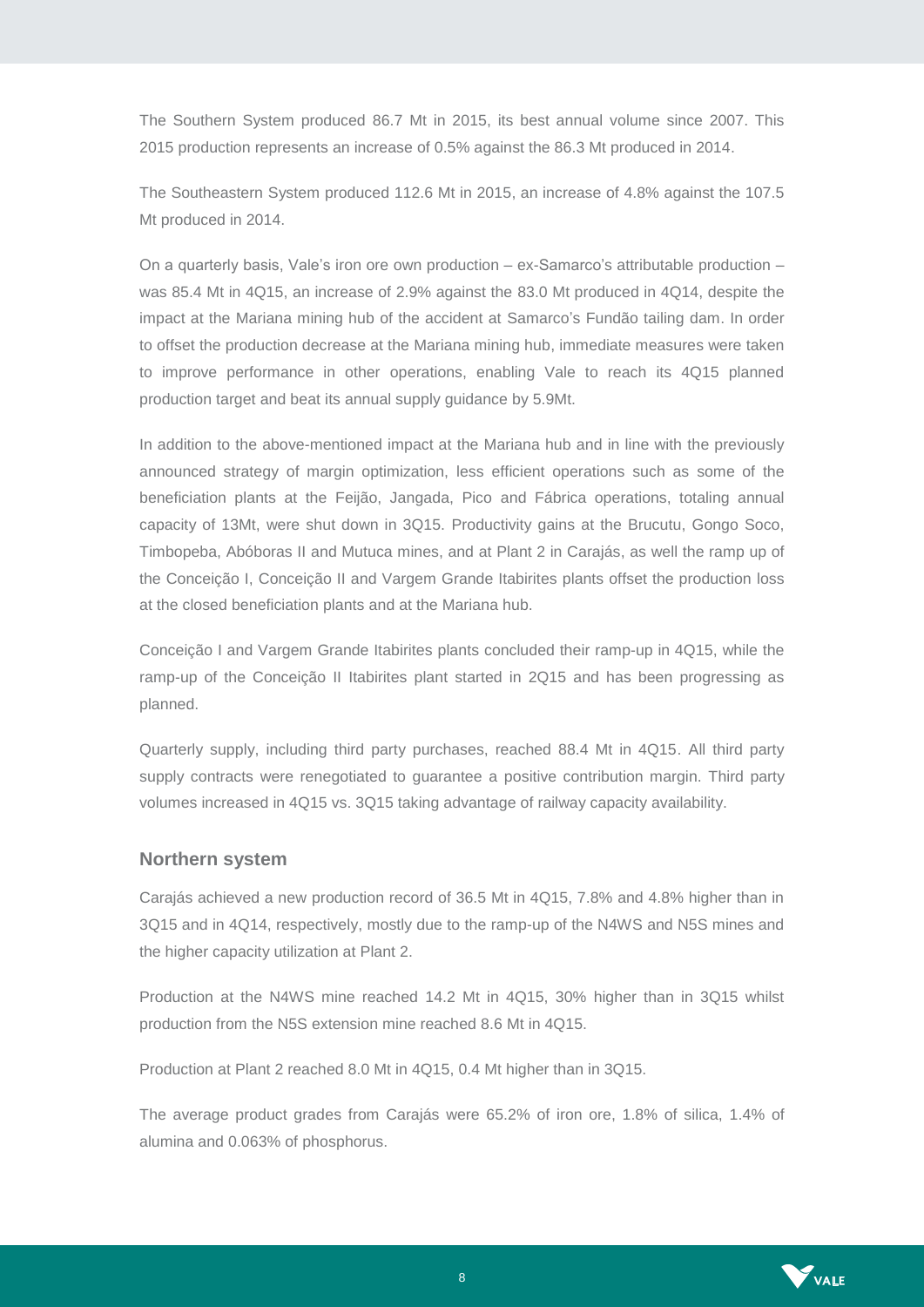The Southern System produced 86.7 Mt in 2015, its best annual volume since 2007. This 2015 production represents an increase of 0.5% against the 86.3 Mt produced in 2014.

The Southeastern System produced 112.6 Mt in 2015, an increase of 4.8% against the 107.5 Mt produced in 2014.

On a quarterly basis, Vale's iron ore own production – ex-Samarco's attributable production – was 85.4 Mt in 4Q15, an increase of 2.9% against the 83.0 Mt produced in 4Q14, despite the impact at the Mariana mining hub of the accident at Samarco's Fundão tailing dam. In order to offset the production decrease at the Mariana mining hub, immediate measures were taken to improve performance in other operations, enabling Vale to reach its 4Q15 planned production target and beat its annual supply guidance by 5.9Mt.

In addition to the above-mentioned impact at the Mariana hub and in line with the previously announced strategy of margin optimization, less efficient operations such as some of the beneficiation plants at the Feijão, Jangada, Pico and Fábrica operations, totaling annual capacity of 13Mt, were shut down in 3Q15. Productivity gains at the Brucutu, Gongo Soco, Timbopeba, Abóboras II and Mutuca mines, and at Plant 2 in Carajás, as well the ramp up of the Conceição I, Conceição II and Vargem Grande Itabirites plants offset the production loss at the closed beneficiation plants and at the Mariana hub.

Conceição I and Vargem Grande Itabirites plants concluded their ramp-up in 4Q15, while the ramp-up of the Conceição II Itabirites plant started in 2Q15 and has been progressing as planned.

Quarterly supply, including third party purchases, reached 88.4 Mt in 4Q15. All third party supply contracts were renegotiated to guarantee a positive contribution margin. Third party volumes increased in 4Q15 vs. 3Q15 taking advantage of railway capacity availability.

### Northern system

Carajás achieved a new production record of 36.5 Mt in 4Q15, 7.8% and 4.8% higher than in 3Q15 and in 4Q14, respectively, mostly due to the ramp-up of the N4WS and N5S mines and the higher capacity utilization at Plant 2.

Production at the N4WS mine reached 14.2 Mt in 4Q15, 30% higher than in 3Q15 whilst production from the N5S extension mine reached 8.6 Mt in 4Q15.

Production at Plant 2 reached 8.0 Mt in 4Q15, 0.4 Mt higher than in 3Q15.

The average product grades from Carajás were 65.2% of iron ore, 1.8% of silica, 1.4% of alumina and 0.063% of phosphorus.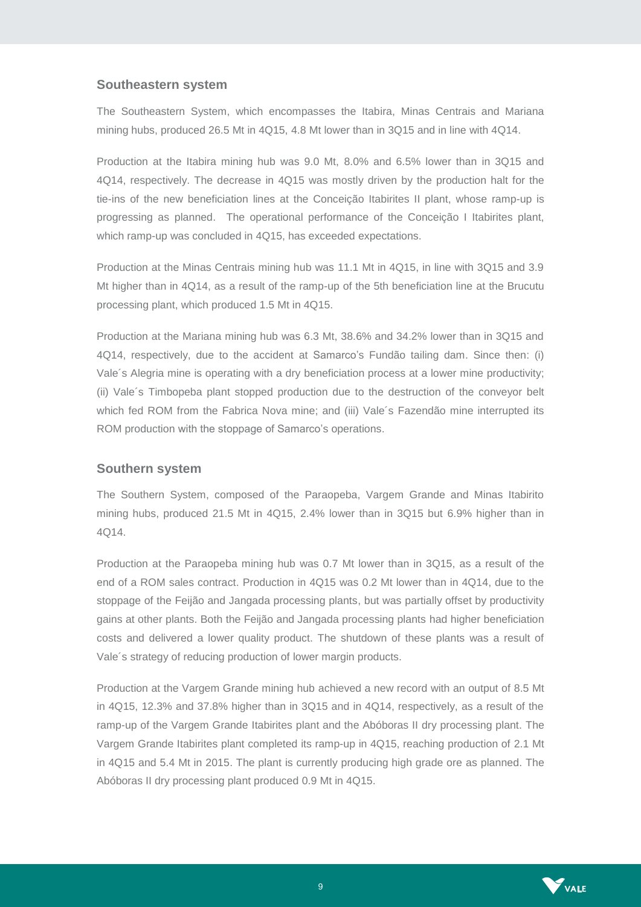## Southeastern system

The Southeastern System, which encompasses the Itabira, Minas Centrais and Mariana mining hubs, produced 26.5 Mt in 4Q15, 4.8 Mt lower than in 3Q15 and in line with 4Q14.

Production at the Itabira mining hub was 9.0 Mt, 8.0% and 6.5% lower than in 3Q15 and 4Q14, respectively. The decrease in 4Q15 was mostly driven by the production halt for the tie-ins of the new beneficiation lines at the Conceição Itabirites II plant, whose ramp-up is progressing as planned. The operational performance of the Conceição I Itabirites plant, which ramp-up was concluded in 4Q15, has exceeded expectations.

Production at the Minas Centrais mining hub was 11.1 Mt in 4Q15, in line with 3Q15 and 3.9 Mt higher than in 4Q14, as a result of the ramp-up of the 5th beneficiation line at the Brucutu processing plant, which produced 1.5 Mt in 4Q15.

Production at the Mariana mining hub was 6.3 Mt, 38.6% and 34.2% lower than in 3Q15 and 4Q14, respectively, due to the accident at Samarco's Fundão tailing dam. Since then: (i) Vale´s Alegria mine is operating with a dry beneficiation process at a lower mine productivity; (ii) Vale´s Timbopeba plant stopped production due to the destruction of the conveyor belt which fed ROM from the Fabrica Nova mine; and (iii) Vale´s Fazendão mine interrupted its ROM production with the stoppage of Samarco's operations.

## Southern system

The Southern System, composed of the Paraopeba, Vargem Grande and Minas Itabirito mining hubs, produced 21.5 Mt in 4Q15, 2.4% lower than in 3Q15 but 6.9% higher than in 4Q14.

Production at the Paraopeba mining hub was 0.7 Mt lower than in 3Q15, as a result of the end of a ROM sales contract. Production in 4Q15 was 0.2 Mt lower than in 4Q14, due to the stoppage of the Feijão and Jangada processing plants, but was partially offset by productivity gains at other plants. Both the Feijão and Jangada processing plants had higher beneficiation costs and delivered a lower quality product. The shutdown of these plants was a result of Vale´s strategy of reducing production of lower margin products.

Production at the Vargem Grande mining hub achieved a new record with an output of 8.5 Mt in 4Q15, 12.3% and 37.8% higher than in 3Q15 and in 4Q14, respectively, as a result of the ramp-up of the Vargem Grande Itabirites plant and the Abóboras II dry processing plant. The Vargem Grande Itabirites plant completed its ramp-up in 4Q15, reaching production of 2.1 Mt in 4Q15 and 5.4 Mt in 2015. The plant is currently producing high grade ore as planned. The Abóboras II dry processing plant produced 0.9 Mt in 4Q15.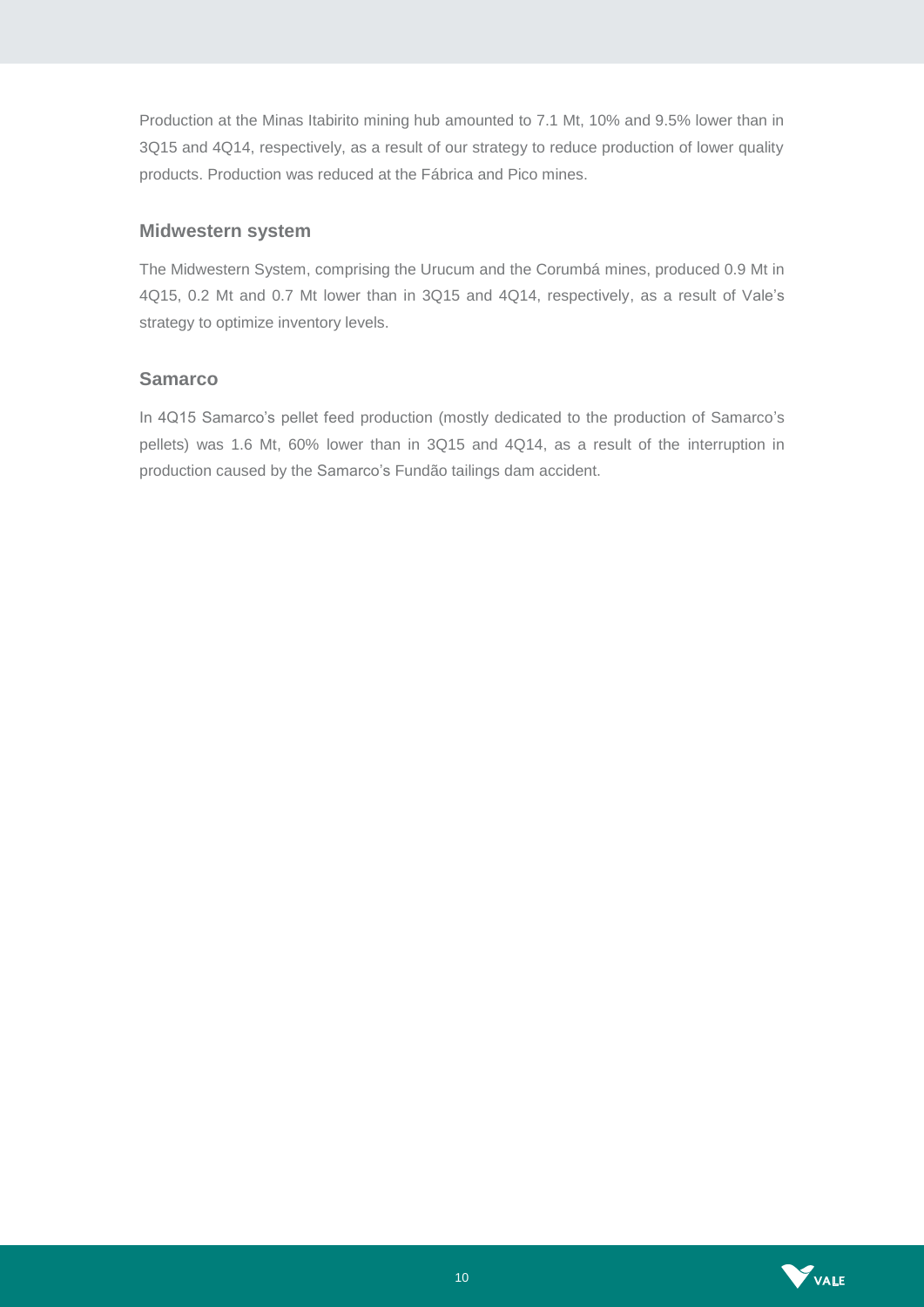Production at the Minas Itabirito mining hub amounted to 7.1 Mt, 10% and 9.5% lower than in 3Q15 and 4Q14, respectively, as a result of our strategy to reduce production of lower quality products. Production was reduced at the Fábrica and Pico mines.

## Midwestern system

The Midwestern System, comprising the Urucum and the Corumbá mines, produced 0.9 Mt in 4Q15, 0.2 Mt and 0.7 Mt lower than in 3Q15 and 4Q14, respectively, as a result of Vale's strategy to optimize inventory levels.

## Samarco

In 4Q15 Samarco's pellet feed production (mostly dedicated to the production of Samarco's pellets) was 1.6 Mt, 60% lower than in 3Q15 and 4Q14, as a result of the interruption in production caused by the Samarco's Fundão tailings dam accident.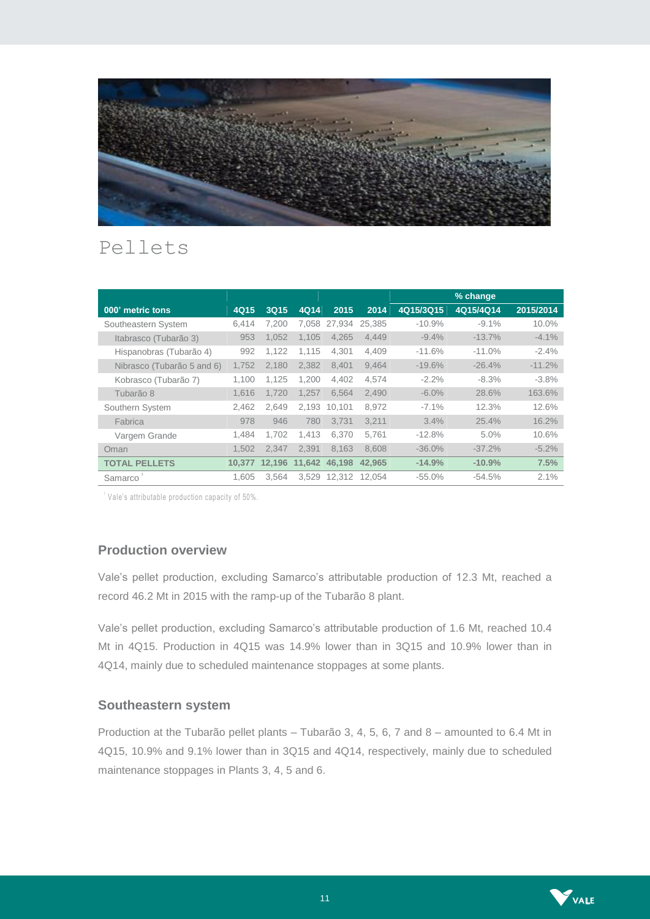# Pellets

| 000' metric tons | 4Q15 | 3Q15 | 4Q14 | 2015 | 2014 | % change | | |
|---|---|---|---|---|---|---|---|---|
| | | | | | | 4Q15/3Q15 | 4Q15/4Q14 | 2015/2014 |
| Southeastern System | 6,414 | 7,200 | 7,058 | 27,934 | 25,385 | -10.9% | -9.1% | 10.0% |
| Itabrasco (Tubarão 3) | 953 | 1,052 | 1,105 | 4,265 | 4,449 | -9.4% | -13.7% | -4.1% |
| Hispanobras (Tubarão 4) | 992 | 1,122 | 1,115 | 4,301 | 4,409 | -11.6% | -11.0% | -2.4% |
| Nibrasco (Tubarão 5 and 6) | 1,752 | 2,180 | 2,382 | 8,401 | 9,464 | -19.6% | -26.4% | -11.2% |
| Kobrasco (Tubarão 7) | 1,100 | 1,125 | 1,200 | 4,402 | 4,574 | -2.2% | -8.3% | -3.8% |
| Tubarão 8 | 1,616 | 1,720 | 1,257 | 6,564 | 2,490 | -6.0% | 28.6% | 163.6% |
| Southern System | 2,462 | 2,649 | 2,193 | 10,101 | 8,972 | -7.1% | 12.3% | 12.6% |
| Fabrica | 978 | 946 | 780 | 3,731 | 3,211 | 3.4% | 25.4% | 16.2% |
| Vargem Grande | 1,484 | 1,702 | 1,413 | 6,370 | 5,761 | -12.8% | 5.0% | 10.6% |
| Oman | 1,502 | 2,347 | 2,391 | 8,163 | 8,608 | -36.0% | -37.2% | -5.2% |
| **TOTAL PELLETS** | **10,377** | **12,196** | **11,642** | **46,198** | **42,965** | **-14.9%** | **-10.9%** | **7.5%** |
| Samarco [1] | 1,605 | 3,564 | 3,529 | 12,312 | 12,054 | -55.0% | -54.5% | 2.1% |

[1] Vale's attributable production capacity of 50%.

## Production overview

Vale's pellet production, excluding Samarco's attributable production of 12.3 Mt, reached a record 46.2 Mt in 2015 with the ramp-up of the Tubarão 8 plant.

Vale's pellet production, excluding Samarco's attributable production of 1.6 Mt, reached 10.4 Mt in 4Q15. Production in 4Q15 was 14.9% lower than in 3Q15 and 10.9% lower than in 4Q14, mainly due to scheduled maintenance stoppages at some plants.

## Southeastern system

Production at the Tubarão pellet plants – Tubarão 3, 4, 5, 6, 7 and 8 – amounted to 6.4 Mt in 4Q15, 10.9% and 9.1% lower than in 3Q15 and 4Q14, respectively, mainly due to scheduled maintenance stoppages in Plants 3, 4, 5 and 6.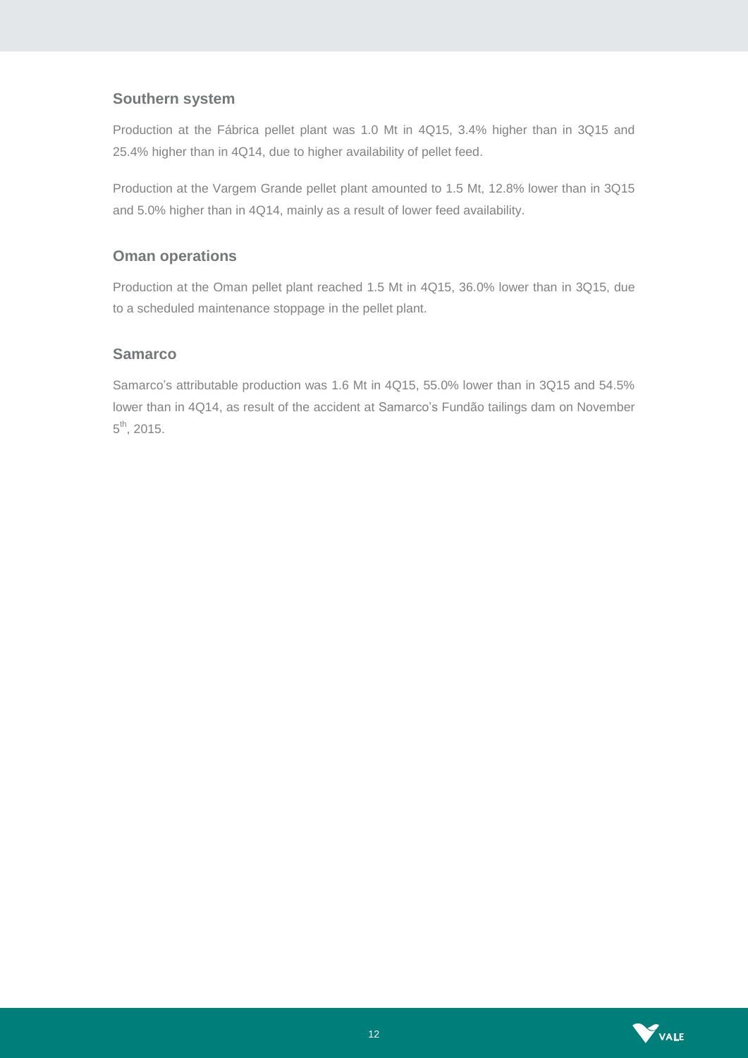## Southern system

Production at the Fábrica pellet plant was 1.0 Mt in 4Q15, 3.4% higher than in 3Q15 and 25.4% higher than in 4Q14, due to higher availability of pellet feed.

Production at the Vargem Grande pellet plant amounted to 1.5 Mt, 12.8% lower than in 3Q15 and 5.0% higher than in 4Q14, mainly as a result of lower feed availability.

## Oman operations

Production at the Oman pellet plant reached 1.5 Mt in 4Q15, 36.0% lower than in 3Q15, due to a scheduled maintenance stoppage in the pellet plant.

## Samarco

Samarco's attributable production was 1.6 Mt in 4Q15, 55.0% lower than in 3Q15 and 54.5% lower than in 4Q14, as result of the accident at Samarco's Fundão tailings dam on November 5th, 2015.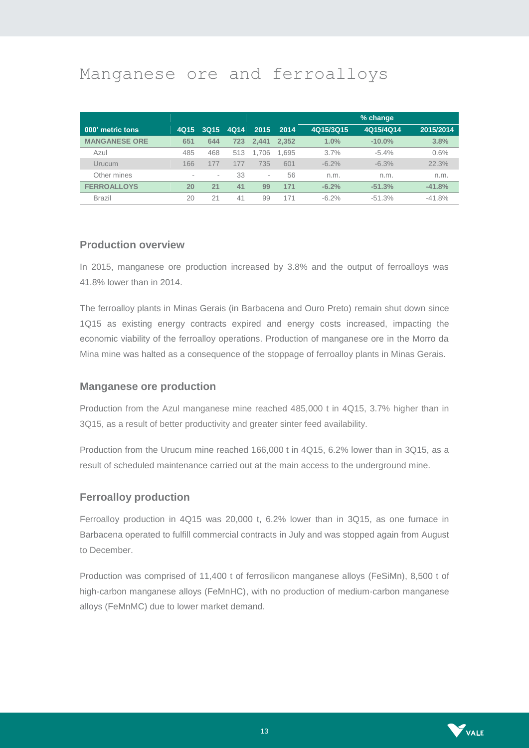# Manganese ore and ferroalloys

| 000' metric tons | 4Q15 | 3Q15 | 4Q14 | 2015 | 2014 | % change 4Q15/3Q15 | % change 4Q15/4Q14 | % change 2015/2014 |
|---|---|---|---|---|---|---|---|---|
| **MANGANESE ORE** | **651** | **644** | **723** | **2,441** | **2,352** | **1.0%** | **-10.0%** | **3.8%** |
| Azul | 485 | 468 | 513 | 1,706 | 1,695 | 3.7% | -5.4% | 0.6% |
| Urucum | 166 | 177 | 177 | 735 | 601 | -6.2% | -6.3% | 22.3% |
| Other mines | - | - | 33 | - | 56 | n.m. | n.m. | n.m. |
| **FERROALLOYS** | **20** | **21** | **41** | **99** | **171** | **-6.2%** | **-51.3%** | **-41.8%** |
| Brazil | 20 | 21 | 41 | 99 | 171 | -6.2% | -51.3% | -41.8% |

## Production overview

In 2015, manganese ore production increased by 3.8% and the output of ferroalloys was 41.8% lower than in 2014.

The ferroalloy plants in Minas Gerais (in Barbacena and Ouro Preto) remain shut down since 1Q15 as existing energy contracts expired and energy costs increased, impacting the economic viability of the ferroalloy operations. Production of manganese ore in the Morro da Mina mine was halted as a consequence of the stoppage of ferroalloy plants in Minas Gerais.

## Manganese ore production

Production from the Azul manganese mine reached 485,000 t in 4Q15, 3.7% higher than in 3Q15, as a result of better productivity and greater sinter feed availability.

Production from the Urucum mine reached 166,000 t in 4Q15, 6.2% lower than in 3Q15, as a result of scheduled maintenance carried out at the main access to the underground mine.

## Ferroalloy production

Ferroalloy production in 4Q15 was 20,000 t, 6.2% lower than in 3Q15, as one furnace in Barbacena operated to fulfill commercial contracts in July and was stopped again from August to December.

Production was comprised of 11,400 t of ferrosilicon manganese alloys (FeSiMn), 8,500 t of high-carbon manganese alloys (FeMnHC), with no production of medium-carbon manganese alloys (FeMnMC) due to lower market demand.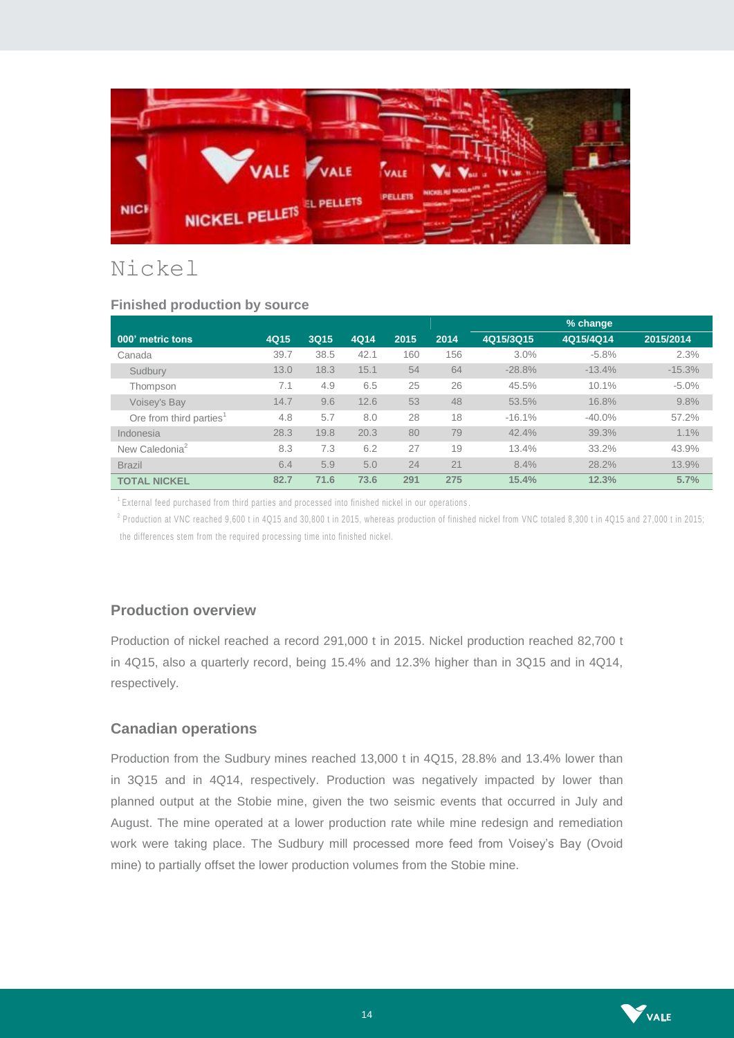# Nickel

### Finished production by source

| 000' metric tons | 4Q15 | 3Q15 | 4Q14 | 2015 | 2014 | % change | | |
|---|---|---|---|---|---|---|---|---|
| | | | | | | 4Q15/3Q15 | 4Q15/4Q14 | 2015/2014 |
| Canada | 39.7 | 38.5 | 42.1 | 160 | 156 | 3.0% | -5.8% | 2.3% |
| Sudbury | 13.0 | 18.3 | 15.1 | 54 | 64 | -28.8% | -13.4% | -15.3% |
| Thompson | 7.1 | 4.9 | 6.5 | 25 | 26 | 45.5% | 10.1% | -5.0% |
| Voisey's Bay | 14.7 | 9.6 | 12.6 | 53 | 48 | 53.5% | 16.8% | 9.8% |
| Ore from third parties[1] | 4.8 | 5.7 | 8.0 | 28 | 18 | -16.1% | -40.0% | 57.2% |
| Indonesia | 28.3 | 19.8 | 20.3 | 80 | 79 | 42.4% | 39.3% | 1.1% |
| New Caledonia[2] | 8.3 | 7.3 | 6.2 | 27 | 19 | 13.4% | 33.2% | 43.9% |
| Brazil | 6.4 | 5.9 | 5.0 | 24 | 21 | 8.4% | 28.2% | 13.9% |
| **TOTAL NICKEL** | **82.7** | **71.6** | **73.6** | **291** | **275** | **15.4%** | **12.3%** | **5.7%** |

[1] External feed purchased from third parties and processed into finished nickel in our operations.

[2] Production at VNC reached 9,600 t in 4Q15 and 30,800 t in 2015, whereas production of finished nickel from VNC totaled 8,300 t in 4Q15 and 27,000 t in 2015; the differences stem from the required processing time into finished nickel.

### Production overview

Production of nickel reached a record 291,000 t in 2015. Nickel production reached 82,700 t in 4Q15, also a quarterly record, being 15.4% and 12.3% higher than in 3Q15 and in 4Q14, respectively.

### Canadian operations

Production from the Sudbury mines reached 13,000 t in 4Q15, 28.8% and 13.4% lower than in 3Q15 and in 4Q14, respectively. Production was negatively impacted by lower than planned output at the Stobie mine, given the two seismic events that occurred in July and August. The mine operated at a lower production rate while mine redesign and remediation work were taking place. The Sudbury mill processed more feed from Voisey's Bay (Ovoid mine) to partially offset the lower production volumes from the Stobie mine.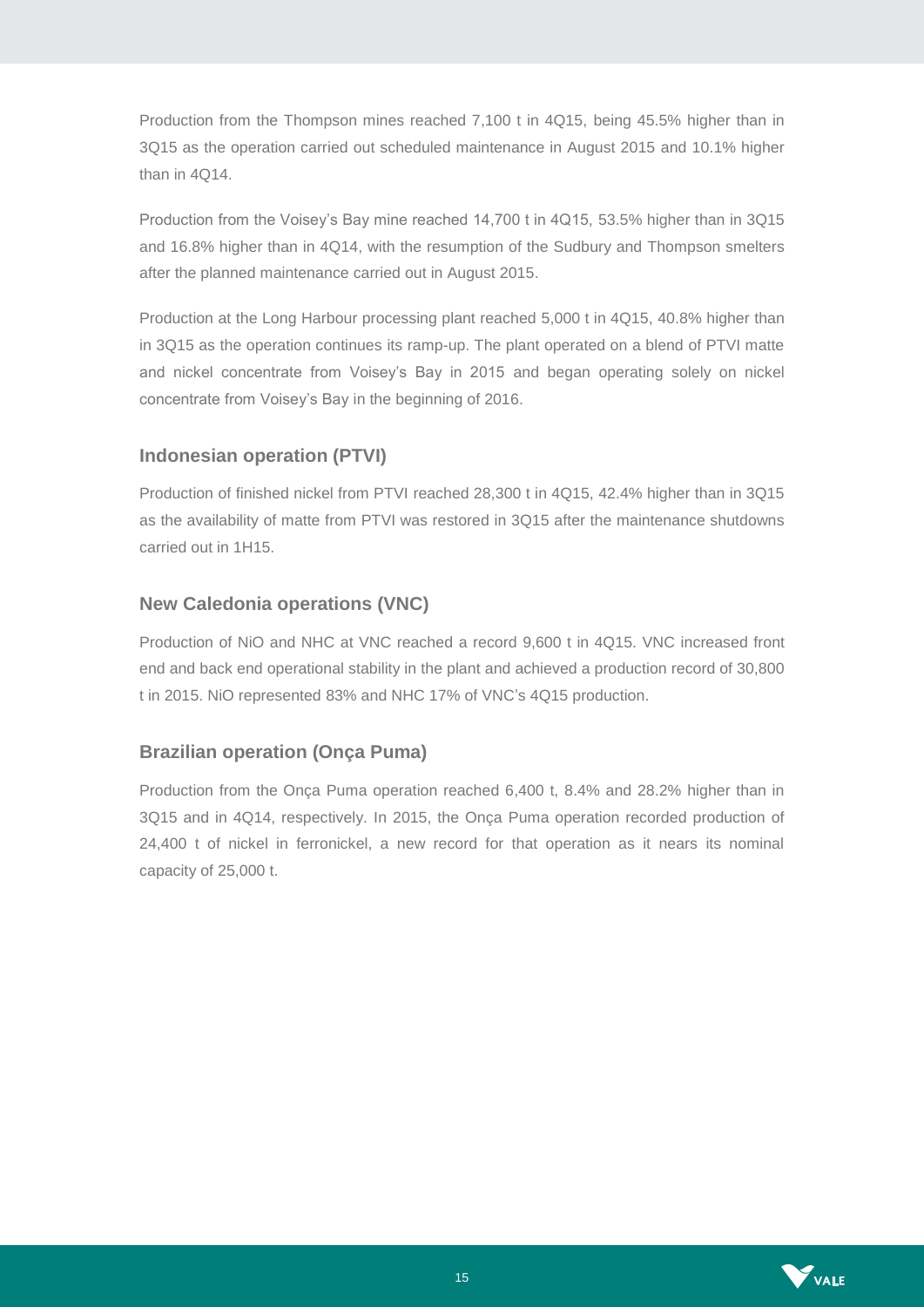Production from the Thompson mines reached 7,100 t in 4Q15, being 45.5% higher than in 3Q15 as the operation carried out scheduled maintenance in August 2015 and 10.1% higher than in 4Q14.

Production from the Voisey's Bay mine reached 14,700 t in 4Q15, 53.5% higher than in 3Q15 and 16.8% higher than in 4Q14, with the resumption of the Sudbury and Thompson smelters after the planned maintenance carried out in August 2015.

Production at the Long Harbour processing plant reached 5,000 t in 4Q15, 40.8% higher than in 3Q15 as the operation continues its ramp-up. The plant operated on a blend of PTVI matte and nickel concentrate from Voisey's Bay in 2015 and began operating solely on nickel concentrate from Voisey's Bay in the beginning of 2016.

### Indonesian operation (PTVI)

Production of finished nickel from PTVI reached 28,300 t in 4Q15, 42.4% higher than in 3Q15 as the availability of matte from PTVI was restored in 3Q15 after the maintenance shutdowns carried out in 1H15.

### New Caledonia operations (VNC)

Production of NiO and NHC at VNC reached a record 9,600 t in 4Q15. VNC increased front end and back end operational stability in the plant and achieved a production record of 30,800 t in 2015. NiO represented 83% and NHC 17% of VNC's 4Q15 production.

### Brazilian operation (Onça Puma)

Production from the Onça Puma operation reached 6,400 t, 8.4% and 28.2% higher than in 3Q15 and in 4Q14, respectively. In 2015, the Onça Puma operation recorded production of 24,400 t of nickel in ferronickel, a new record for that operation as it nears its nominal capacity of 25,000 t.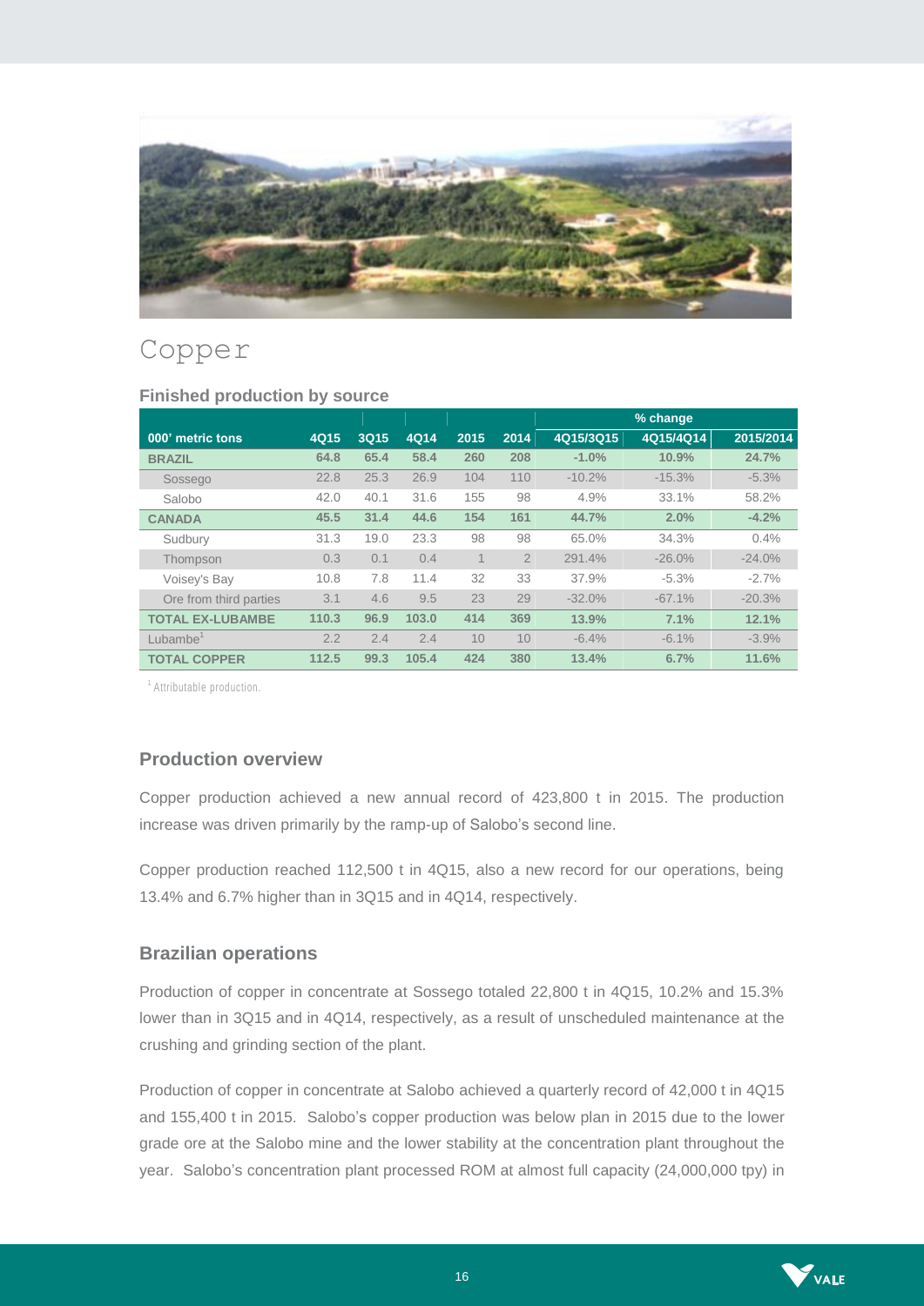# Copper

### Finished production by source

| 000' metric tons | 4Q15 | 3Q15 | 4Q14 | 2015 | 2014 | % change | | |
|---|---|---|---|---|---|---|---|---|
| | | | | | | 4Q15/3Q15 | 4Q15/4Q14 | 2015/2014 |
| **BRAZIL** | **64.8** | **65.4** | **58.4** | **260** | **208** | **-1.0%** | **10.9%** | **24.7%** |
| Sossego | 22.8 | 25.3 | 26.9 | 104 | 110 | -10.2% | -15.3% | -5.3% |
| Salobo | 42.0 | 40.1 | 31.6 | 155 | 98 | 4.9% | 33.1% | 58.2% |
| **CANADA** | **45.5** | **31.4** | **44.6** | **154** | **161** | **44.7%** | **2.0%** | **-4.2%** |
| Sudbury | 31.3 | 19.0 | 23.3 | 98 | 98 | 65.0% | 34.3% | 0.4% |
| Thompson | 0.3 | 0.1 | 0.4 | 1 | 2 | 291.4% | -26.0% | -24.0% |
| Voisey's Bay | 10.8 | 7.8 | 11.4 | 32 | 33 | 37.9% | -5.3% | -2.7% |
| Ore from third parties | 3.1 | 4.6 | 9.5 | 23 | 29 | -32.0% | -67.1% | -20.3% |
| **TOTAL EX-LUBAMBE** | **110.3** | **96.9** | **103.0** | **414** | **369** | **13.9%** | **7.1%** | **12.1%** |
| Lubambe[1] | 2.2 | 2.4 | 2.4 | 10 | 10 | -6.4% | -6.1% | -3.9% |
| **TOTAL COPPER** | **112.5** | **99.3** | **105.4** | **424** | **380** | **13.4%** | **6.7%** | **11.6%** |

[1] Attributable production.

### Production overview

Copper production achieved a new annual record of 423,800 t in 2015. The production increase was driven primarily by the ramp-up of Salobo's second line.

Copper production reached 112,500 t in 4Q15, also a new record for our operations, being 13.4% and 6.7% higher than in 3Q15 and in 4Q14, respectively.

### Brazilian operations

Production of copper in concentrate at Sossego totaled 22,800 t in 4Q15, 10.2% and 15.3% lower than in 3Q15 and in 4Q14, respectively, as a result of unscheduled maintenance at the crushing and grinding section of the plant.

Production of copper in concentrate at Salobo achieved a quarterly record of 42,000 t in 4Q15 and 155,400 t in 2015. Salobo's copper production was below plan in 2015 due to the lower grade ore at the Salobo mine and the lower stability at the concentration plant throughout the year. Salobo's concentration plant processed ROM at almost full capacity (24,000,000 tpy) in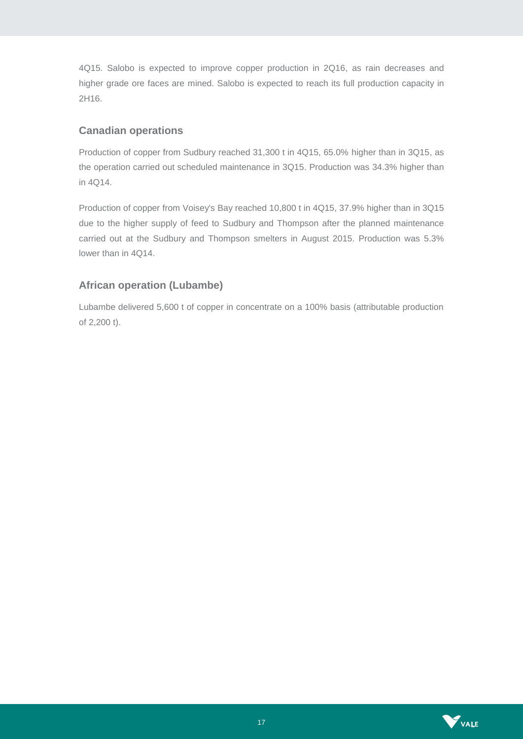4Q15. Salobo is expected to improve copper production in 2Q16, as rain decreases and higher grade ore faces are mined. Salobo is expected to reach its full production capacity in 2H16.

## Canadian operations

Production of copper from Sudbury reached 31,300 t in 4Q15, 65.0% higher than in 3Q15, as the operation carried out scheduled maintenance in 3Q15. Production was 34.3% higher than in 4Q14.

Production of copper from Voisey's Bay reached 10,800 t in 4Q15, 37.9% higher than in 3Q15 due to the higher supply of feed to Sudbury and Thompson after the planned maintenance carried out at the Sudbury and Thompson smelters in August 2015. Production was 5.3% lower than in 4Q14.

## African operation (Lubambe)

Lubambe delivered 5,600 t of copper in concentrate on a 100% basis (attributable production of 2,200 t).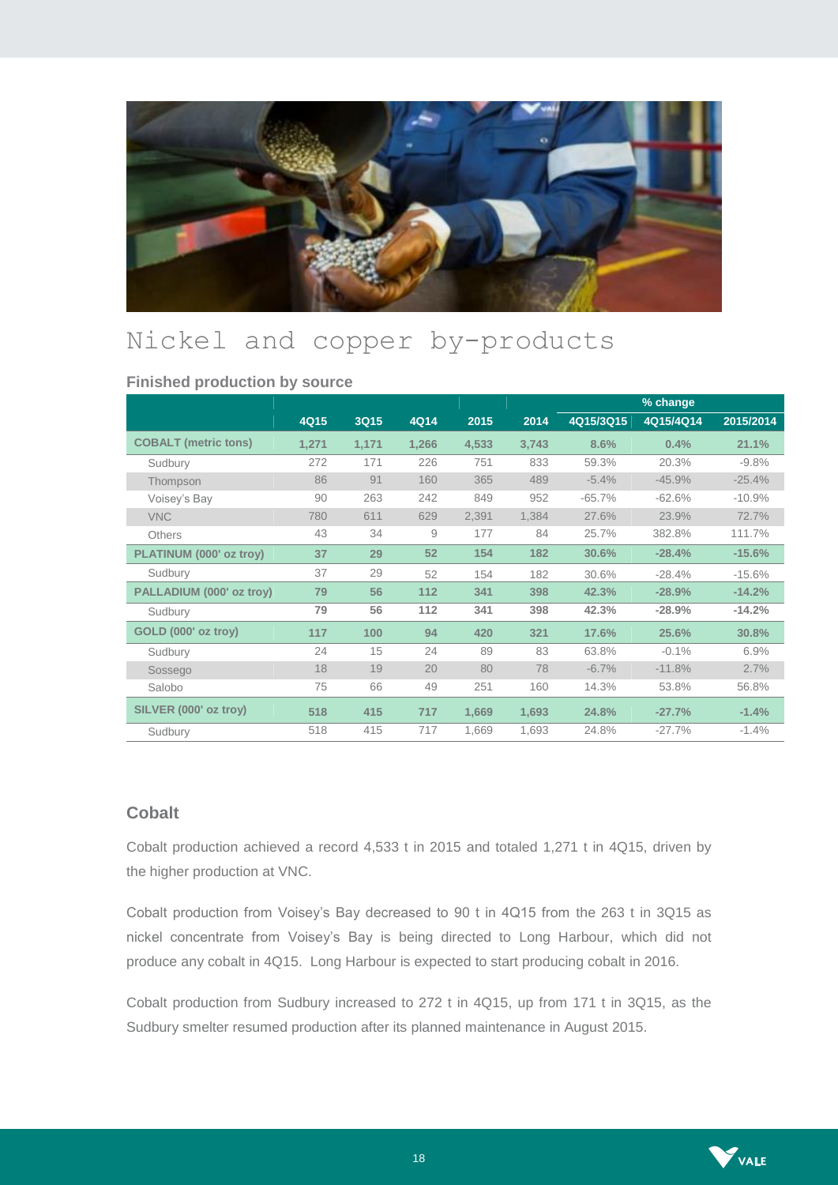# Nickel and copper by-products

### Finished production by source

| | 4Q15 | 3Q15 | 4Q14 | 2015 | 2014 | % change | | |
|---|---|---|---|---|---|---|---|---|
| | | | | | | 4Q15/3Q15 | 4Q15/4Q14 | 2015/2014 |
| **COBALT (metric tons)** | **1,271** | **1,171** | **1,266** | **4,533** | **3,743** | **8.6%** | **0.4%** | **21.1%** |
| Sudbury | 272 | 171 | 226 | 751 | 833 | 59.3% | 20.3% | -9.8% |
| Thompson | 86 | 91 | 160 | 365 | 489 | -5.4% | -45.9% | -25.4% |
| Voisey's Bay | 90 | 263 | 242 | 849 | 952 | -65.7% | -62.6% | -10.9% |
| VNC | 780 | 611 | 629 | 2,391 | 1,384 | 27.6% | 23.9% | 72.7% |
| Others | 43 | 34 | 9 | 177 | 84 | 25.7% | 382.8% | 111.7% |
| **PLATINUM (000' oz troy)** | **37** | **29** | **52** | **154** | **182** | **30.6%** | **-28.4%** | **-15.6%** |
| Sudbury | 37 | 29 | 52 | 154 | 182 | 30.6% | -28.4% | -15.6% |
| **PALLADIUM (000' oz troy)** | **79** | **56** | **112** | **341** | **398** | **42.3%** | **-28.9%** | **-14.2%** |
| Sudbury | **79** | **56** | **112** | **341** | **398** | **42.3%** | **-28.9%** | **-14.2%** |
| **GOLD (000' oz troy)** | **117** | **100** | **94** | **420** | **321** | **17.6%** | **25.6%** | **30.8%** |
| Sudbury | 24 | 15 | 24 | 89 | 83 | 63.8% | -0.1% | 6.9% |
| Sossego | 18 | 19 | 20 | 80 | 78 | -6.7% | -11.8% | 2.7% |
| Salobo | 75 | 66 | 49 | 251 | 160 | 14.3% | 53.8% | 56.8% |
| **SILVER (000' oz troy)** | **518** | **415** | **717** | **1,669** | **1,693** | **24.8%** | **-27.7%** | **-1.4%** |
| Sudbury | 518 | 415 | 717 | 1,669 | 1,693 | 24.8% | -27.7% | -1.4% |

### Cobalt

Cobalt production achieved a record 4,533 t in 2015 and totaled 1,271 t in 4Q15, driven by the higher production at VNC.

Cobalt production from Voisey's Bay decreased to 90 t in 4Q15 from the 263 t in 3Q15 as nickel concentrate from Voisey's Bay is being directed to Long Harbour, which did not produce any cobalt in 4Q15. Long Harbour is expected to start producing cobalt in 2016.

Cobalt production from Sudbury increased to 272 t in 4Q15, up from 171 t in 3Q15, as the Sudbury smelter resumed production after its planned maintenance in August 2015.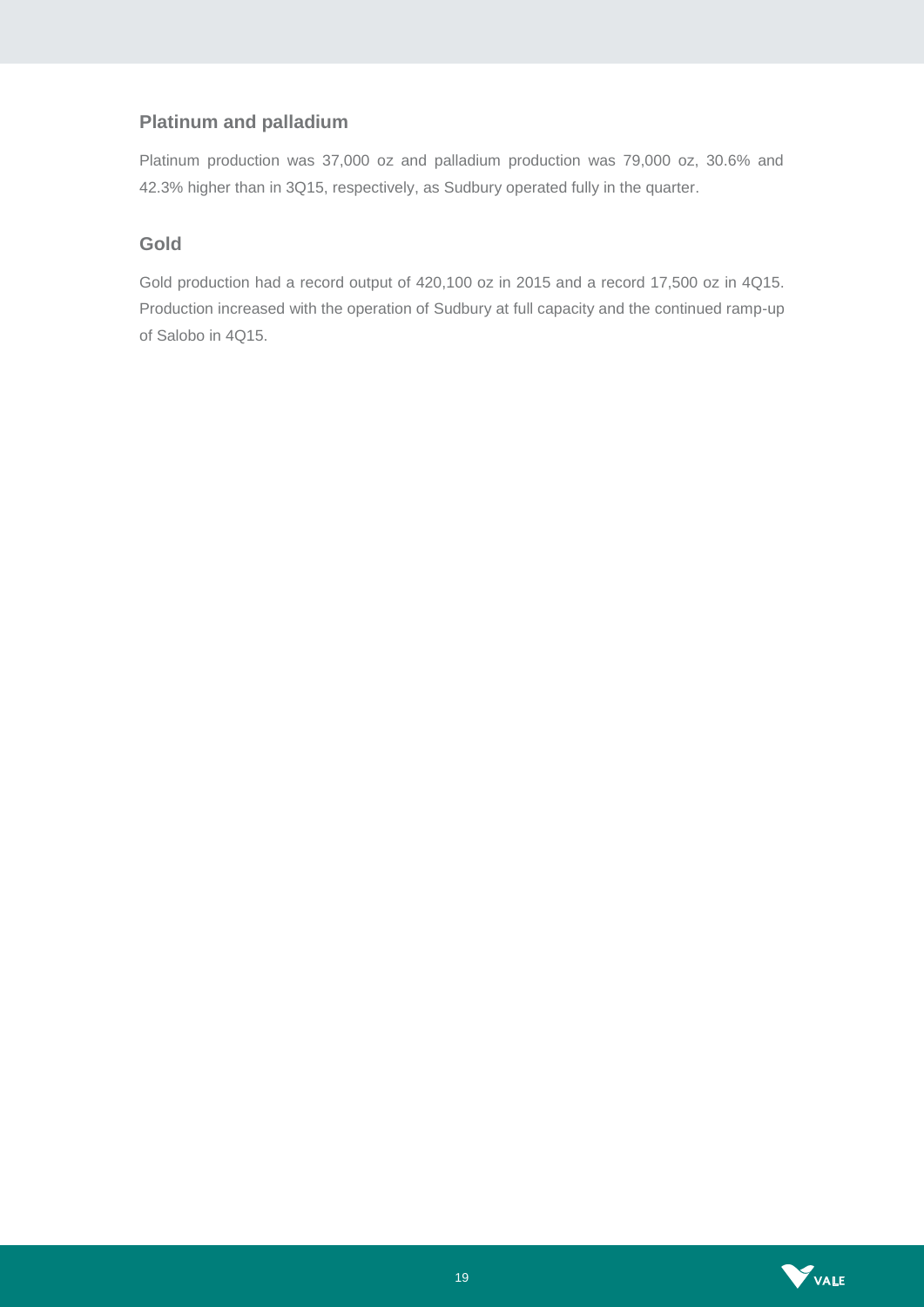## Platinum and palladium

Platinum production was 37,000 oz and palladium production was 79,000 oz, 30.6% and 42.3% higher than in 3Q15, respectively, as Sudbury operated fully in the quarter.

## Gold

Gold production had a record output of 420,100 oz in 2015 and a record 17,500 oz in 4Q15. Production increased with the operation of Sudbury at full capacity and the continued ramp-up of Salobo in 4Q15.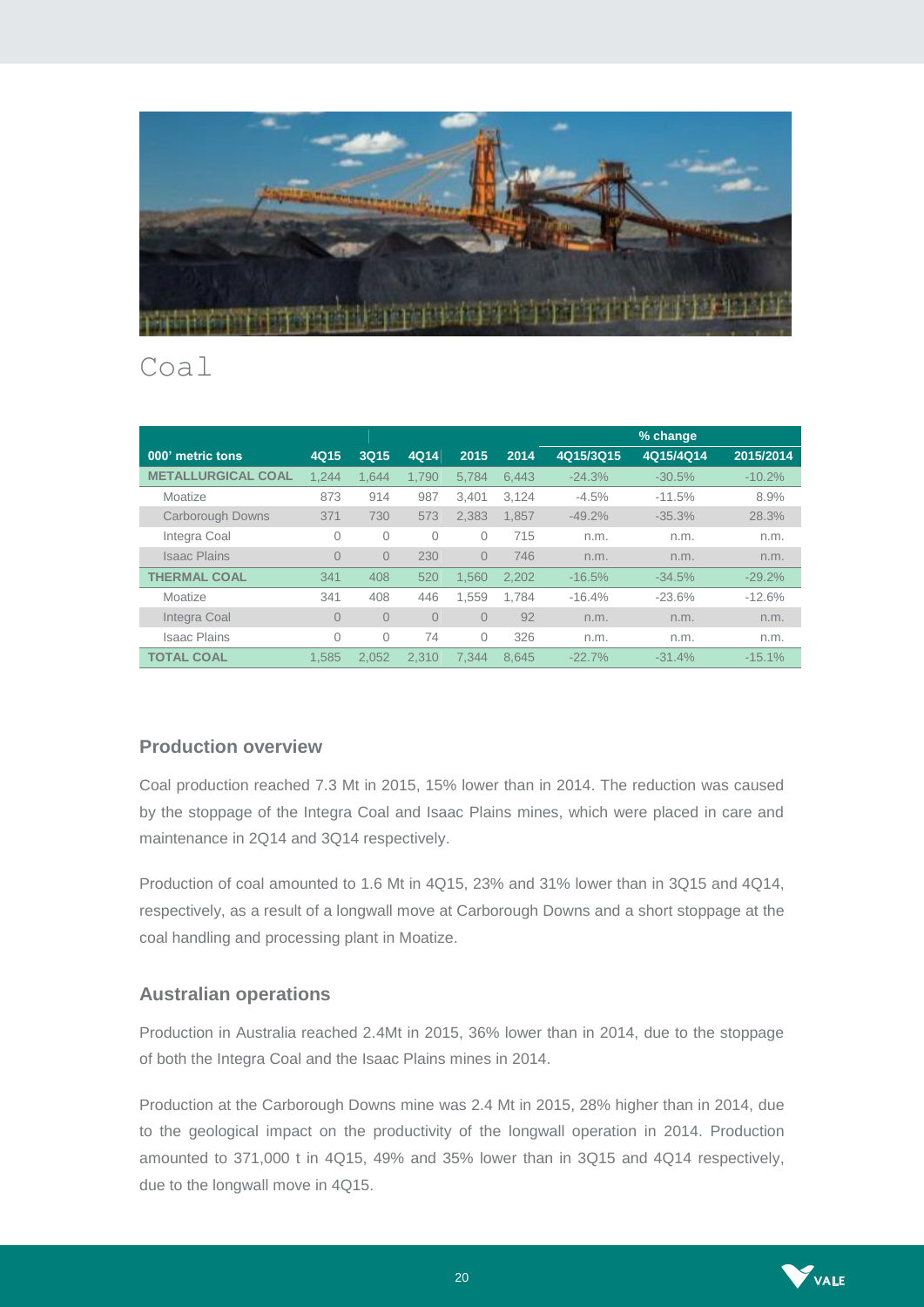# Coal

| 000' metric tons | 4Q15 | 3Q15 | 4Q14 | 2015 | 2014 | % change 4Q15/3Q15 | % change 4Q15/4Q14 | % change 2015/2014 |
|---|---|---|---|---|---|---|---|---|
| **METALLURGICAL COAL** | 1,244 | 1,644 | 1,790 | 5,784 | 6,443 | -24.3% | -30.5% | -10.2% |
| Moatize | 873 | 914 | 987 | 3,401 | 3,124 | -4.5% | -11.5% | 8.9% |
| Carborough Downs | 371 | 730 | 573 | 2,383 | 1,857 | -49.2% | -35.3% | 28.3% |
| Integra Coal | 0 | 0 | 0 | 0 | 715 | n.m. | n.m. | n.m. |
| Isaac Plains | 0 | 0 | 230 | 0 | 746 | n.m. | n.m. | n.m. |
| **THERMAL COAL** | 341 | 408 | 520 | 1,560 | 2,202 | -16.5% | -34.5% | -29.2% |
| Moatize | 341 | 408 | 446 | 1,559 | 1,784 | -16.4% | -23.6% | -12.6% |
| Integra Coal | 0 | 0 | 0 | 0 | 92 | n.m. | n.m. | n.m. |
| Isaac Plains | 0 | 0 | 74 | 0 | 326 | n.m. | n.m. | n.m. |
| **TOTAL COAL** | 1,585 | 2,052 | 2,310 | 7,344 | 8,645 | -22.7% | -31.4% | -15.1% |

## Production overview

Coal production reached 7.3 Mt in 2015, 15% lower than in 2014. The reduction was caused by the stoppage of the Integra Coal and Isaac Plains mines, which were placed in care and maintenance in 2Q14 and 3Q14 respectively.

Production of coal amounted to 1.6 Mt in 4Q15, 23% and 31% lower than in 3Q15 and 4Q14, respectively, as a result of a longwall move at Carborough Downs and a short stoppage at the coal handling and processing plant in Moatize.

## Australian operations

Production in Australia reached 2.4Mt in 2015, 36% lower than in 2014, due to the stoppage of both the Integra Coal and the Isaac Plains mines in 2014.

Production at the Carborough Downs mine was 2.4 Mt in 2015, 28% higher than in 2014, due to the geological impact on the productivity of the longwall operation in 2014. Production amounted to 371,000 t in 4Q15, 49% and 35% lower than in 3Q15 and 4Q14 respectively, due to the longwall move in 4Q15.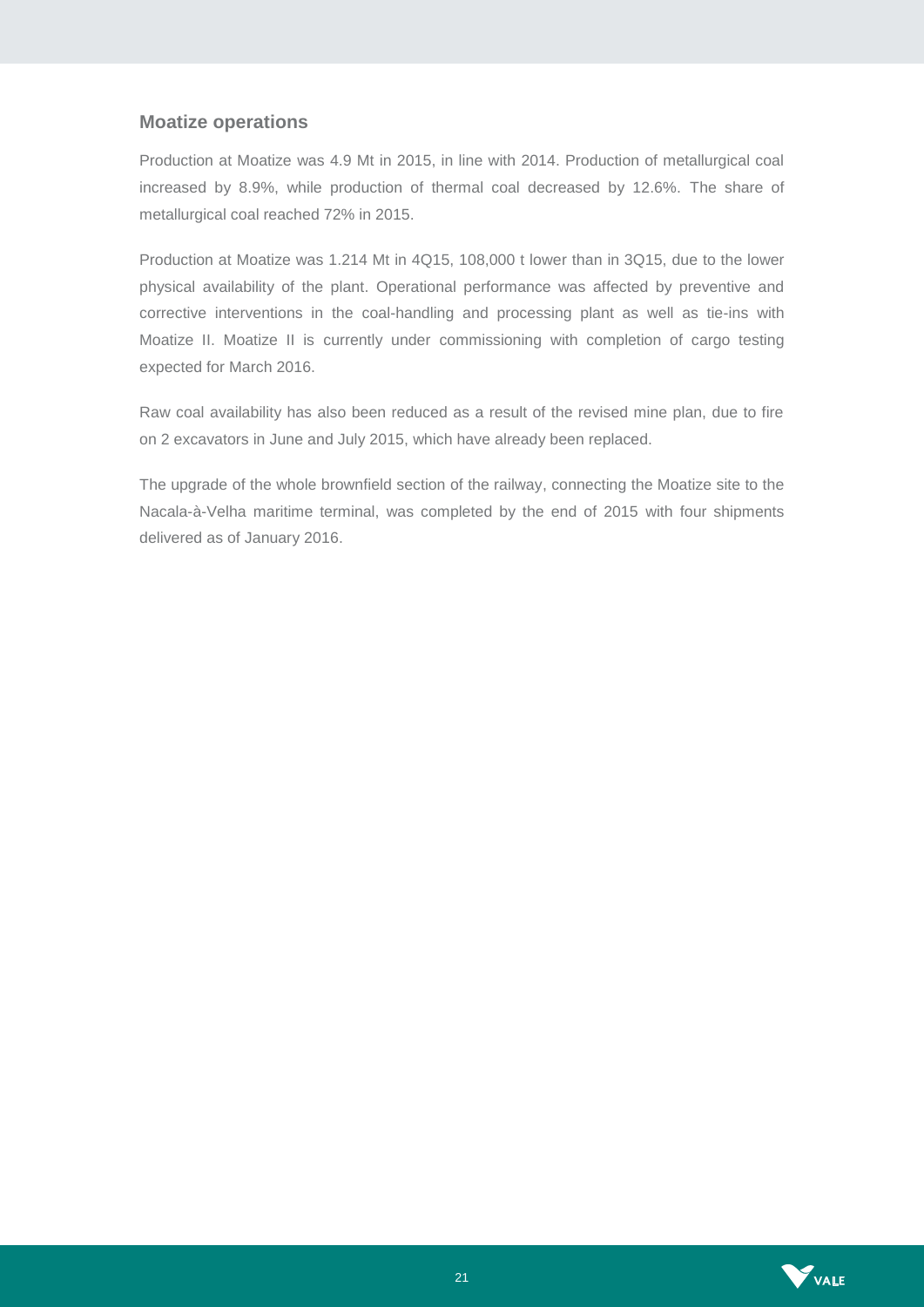## Moatize operations

Production at Moatize was 4.9 Mt in 2015, in line with 2014. Production of metallurgical coal increased by 8.9%, while production of thermal coal decreased by 12.6%. The share of metallurgical coal reached 72% in 2015.

Production at Moatize was 1.214 Mt in 4Q15, 108,000 t lower than in 3Q15, due to the lower physical availability of the plant. Operational performance was affected by preventive and corrective interventions in the coal-handling and processing plant as well as tie-ins with Moatize II. Moatize II is currently under commissioning with completion of cargo testing expected for March 2016.

Raw coal availability has also been reduced as a result of the revised mine plan, due to fire on 2 excavators in June and July 2015, which have already been replaced.

The upgrade of the whole brownfield section of the railway, connecting the Moatize site to the Nacala-à-Velha maritime terminal, was completed by the end of 2015 with four shipments delivered as of January 2016.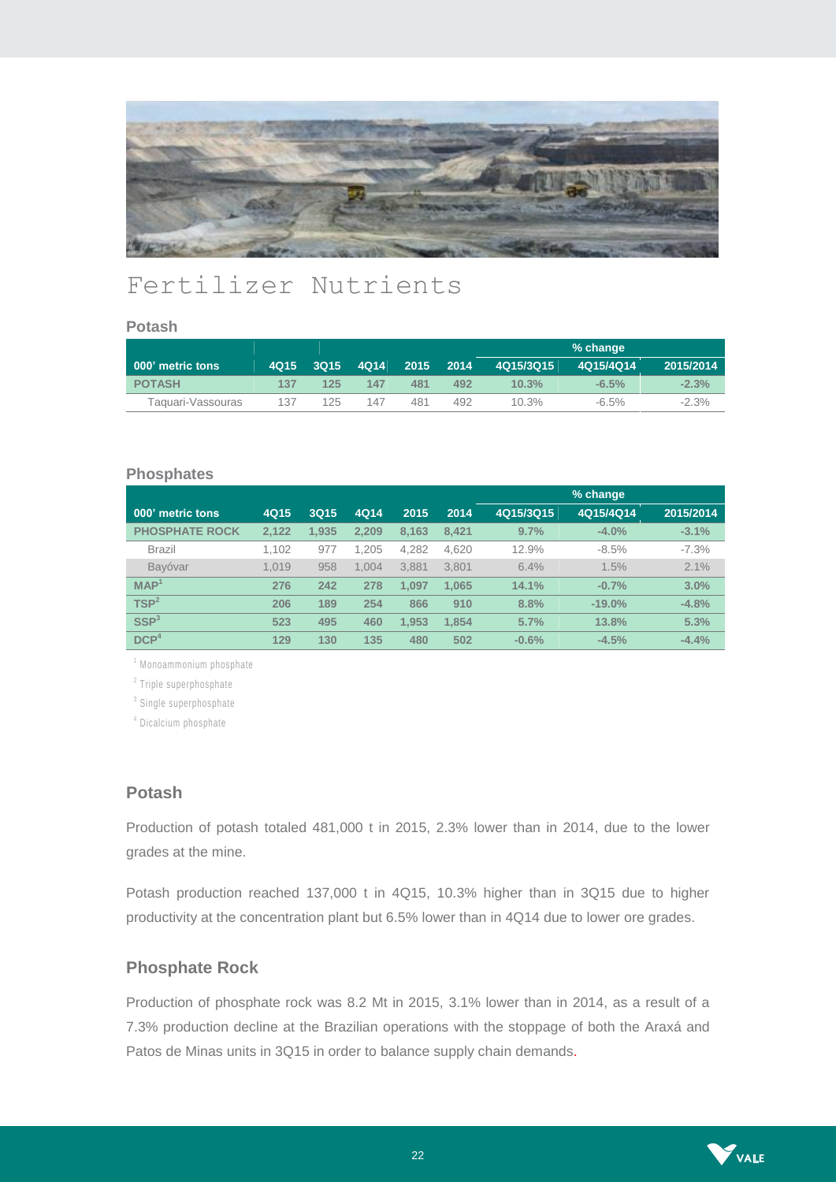# Fertilizer Nutrients

## Potash

| 000' metric tons | 4Q15 | 3Q15 | 4Q14 | 2015 | 2014 | % change 4Q15/3Q15 | % change 4Q15/4Q14 | % change 2015/2014 |
|---|---|---|---|---|---|---|---|---|
| **POTASH** | **137** | **125** | **147** | **481** | **492** | **10.3%** | **-6.5%** | **-2.3%** |
| Taquari-Vassouras | 137 | 125 | 147 | 481 | 492 | 10.3% | -6.5% | -2.3% |

## Phosphates

| 000' metric tons | 4Q15 | 3Q15 | 4Q14 | 2015 | 2014 | % change 4Q15/3Q15 | % change 4Q15/4Q14 | % change 2015/2014 |
|---|---|---|---|---|---|---|---|---|
| **PHOSPHATE ROCK** | **2,122** | **1,935** | **2,209** | **8,163** | **8,421** | **9.7%** | **-4.0%** | **-3.1%** |
| Brazil | 1,102 | 977 | 1,205 | 4,282 | 4,620 | 12.9% | -8.5% | -7.3% |
| Bayóvar | 1,019 | 958 | 1,004 | 3,881 | 3,801 | 6.4% | 1.5% | 2.1% |
| **MAP[1]** | **276** | **242** | **278** | **1,097** | **1,065** | **14.1%** | **-0.7%** | **3.0%** |
| **TSP[2]** | **206** | **189** | **254** | **866** | **910** | **8.8%** | **-19.0%** | **-4.8%** |
| **SSP[3]** | **523** | **495** | **460** | **1,953** | **1,854** | **5.7%** | **13.8%** | **5.3%** |
| **DCP[4]** | **129** | **130** | **135** | **480** | **502** | **-0.6%** | **-4.5%** | **-4.4%** |

[1] Monoammonium phosphate

[2] Triple superphosphate

[3] Single superphosphate

[4] Dicalcium phosphate

## Potash

Production of potash totaled 481,000 t in 2015, 2.3% lower than in 2014, due to the lower grades at the mine.

Potash production reached 137,000 t in 4Q15, 10.3% higher than in 3Q15 due to higher productivity at the concentration plant but 6.5% lower than in 4Q14 due to lower ore grades.

## Phosphate Rock

Production of phosphate rock was 8.2 Mt in 2015, 3.1% lower than in 2014, as a result of a 7.3% production decline at the Brazilian operations with the stoppage of both the Araxá and Patos de Minas units in 3Q15 in order to balance supply chain demands.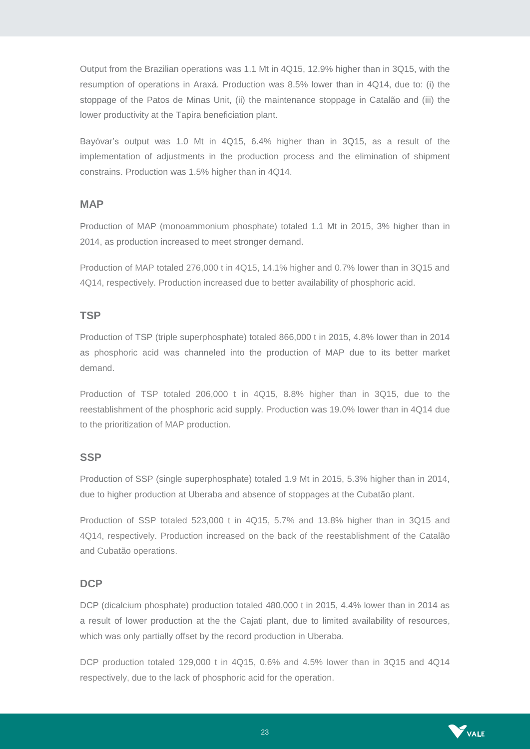Output from the Brazilian operations was 1.1 Mt in 4Q15, 12.9% higher than in 3Q15, with the resumption of operations in Araxá. Production was 8.5% lower than in 4Q14, due to: (i) the stoppage of the Patos de Minas Unit, (ii) the maintenance stoppage in Catalão and (iii) the lower productivity at the Tapira beneficiation plant.

Bayóvar's output was 1.0 Mt in 4Q15, 6.4% higher than in 3Q15, as a result of the implementation of adjustments in the production process and the elimination of shipment constrains. Production was 1.5% higher than in 4Q14.

### MAP

Production of MAP (monoammonium phosphate) totaled 1.1 Mt in 2015, 3% higher than in 2014, as production increased to meet stronger demand.

Production of MAP totaled 276,000 t in 4Q15, 14.1% higher and 0.7% lower than in 3Q15 and 4Q14, respectively. Production increased due to better availability of phosphoric acid.

### TSP

Production of TSP (triple superphosphate) totaled 866,000 t in 2015, 4.8% lower than in 2014 as phosphoric acid was channeled into the production of MAP due to its better market demand.

Production of TSP totaled 206,000 t in 4Q15, 8.8% higher than in 3Q15, due to the reestablishment of the phosphoric acid supply. Production was 19.0% lower than in 4Q14 due to the prioritization of MAP production.

### SSP

Production of SSP (single superphosphate) totaled 1.9 Mt in 2015, 5.3% higher than in 2014, due to higher production at Uberaba and absence of stoppages at the Cubatão plant.

Production of SSP totaled 523,000 t in 4Q15, 5.7% and 13.8% higher than in 3Q15 and 4Q14, respectively. Production increased on the back of the reestablishment of the Catalão and Cubatão operations.

### DCP

DCP (dicalcium phosphate) production totaled 480,000 t in 2015, 4.4% lower than in 2014 as a result of lower production at the the Cajati plant, due to limited availability of resources, which was only partially offset by the record production in Uberaba.

DCP production totaled 129,000 t in 4Q15, 0.6% and 4.5% lower than in 3Q15 and 4Q14 respectively, due to the lack of phosphoric acid for the operation.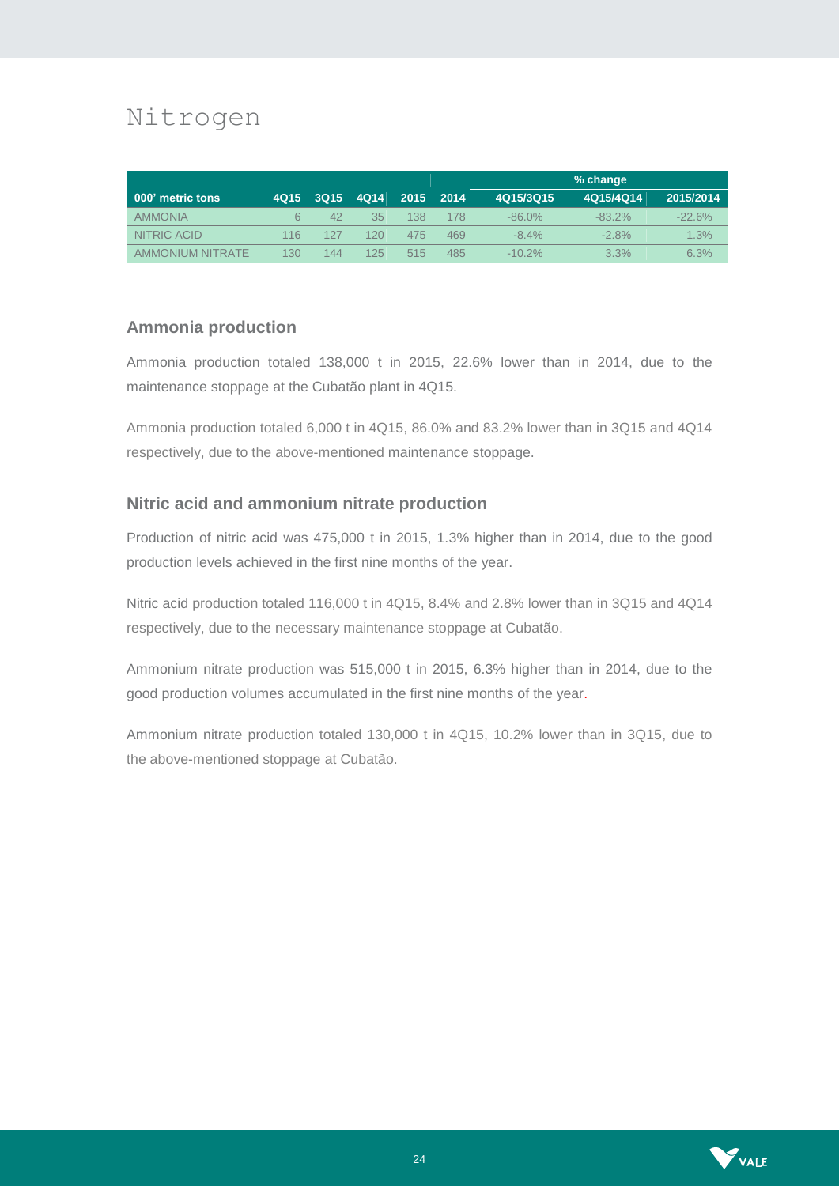# Nitrogen

| 000' metric tons | 4Q15 | 3Q15 | 4Q14 | 2015 | 2014 | % change 4Q15/3Q15 | % change 4Q15/4Q14 | % change 2015/2014 |
|---|---|---|---|---|---|---|---|---|
| AMMONIA | 6 | 42 | 35 | 138 | 178 | -86.0% | -83.2% | -22.6% |
| NITRIC ACID | 116 | 127 | 120 | 475 | 469 | -8.4% | -2.8% | 1.3% |
| AMMONIUM NITRATE | 130 | 144 | 125 | 515 | 485 | -10.2% | 3.3% | 6.3% |

### Ammonia production

Ammonia production totaled 138,000 t in 2015, 22.6% lower than in 2014, due to the maintenance stoppage at the Cubatão plant in 4Q15.

Ammonia production totaled 6,000 t in 4Q15, 86.0% and 83.2% lower than in 3Q15 and 4Q14 respectively, due to the above-mentioned maintenance stoppage.

### Nitric acid and ammonium nitrate production

Production of nitric acid was 475,000 t in 2015, 1.3% higher than in 2014, due to the good production levels achieved in the first nine months of the year.

Nitric acid production totaled 116,000 t in 4Q15, 8.4% and 2.8% lower than in 3Q15 and 4Q14 respectively, due to the necessary maintenance stoppage at Cubatão.

Ammonium nitrate production was 515,000 t in 2015, 6.3% higher than in 2014, due to the good production volumes accumulated in the first nine months of the year.

Ammonium nitrate production totaled 130,000 t in 4Q15, 10.2% lower than in 3Q15, due to the above-mentioned stoppage at Cubatão.